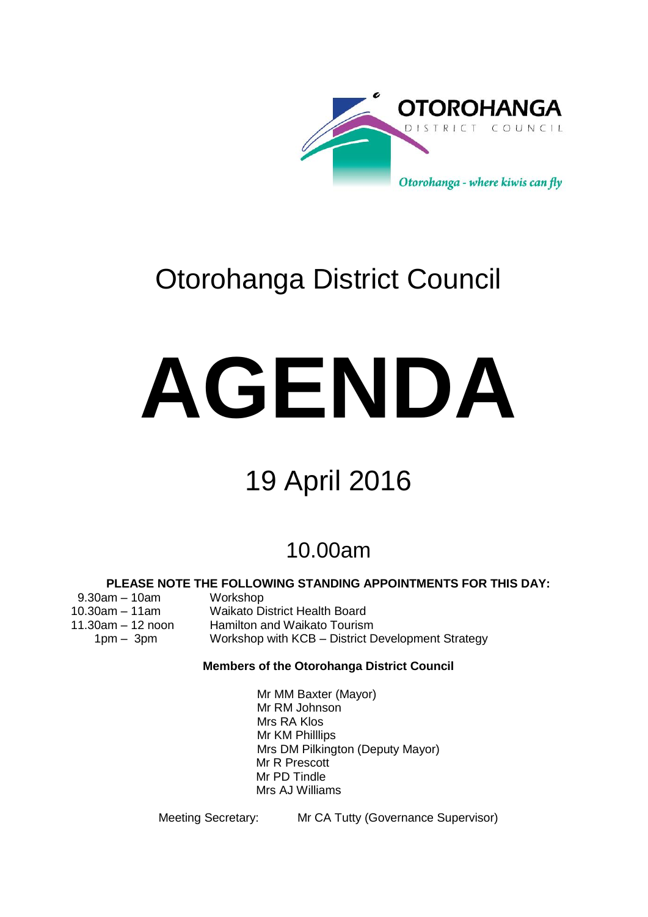OTOROHANGA DISTRICT COUNCIL

*Otorohanga - where kiwis can fly*

# Otorohanga District Council

# AGENDA

## 19 April 2016

## 10.00am

**PLEASE NOTE THE FOLLOWING STANDING APPOINTMENTS FOR THIS DAY:**

| | |
|---|---|
| 9.30am – 10am | Workshop |
| 10.30am – 11am | Waikato District Health Board |
| 11.30am – 12 noon | Hamilton and Waikato Tourism |
| 1pm – 3pm | Workshop with KCB – District Development Strategy |

**Members of the Otorohanga District Council**

Mr MM Baxter (Mayor)
Mr RM Johnson
Mrs RA Klos
Mr KM Philllips
Mrs DM Pilkington (Deputy Mayor)
Mr R Prescott
Mr PD Tindle
Mrs AJ Williams

Meeting Secretary: Mr CA Tutty (Governance Supervisor)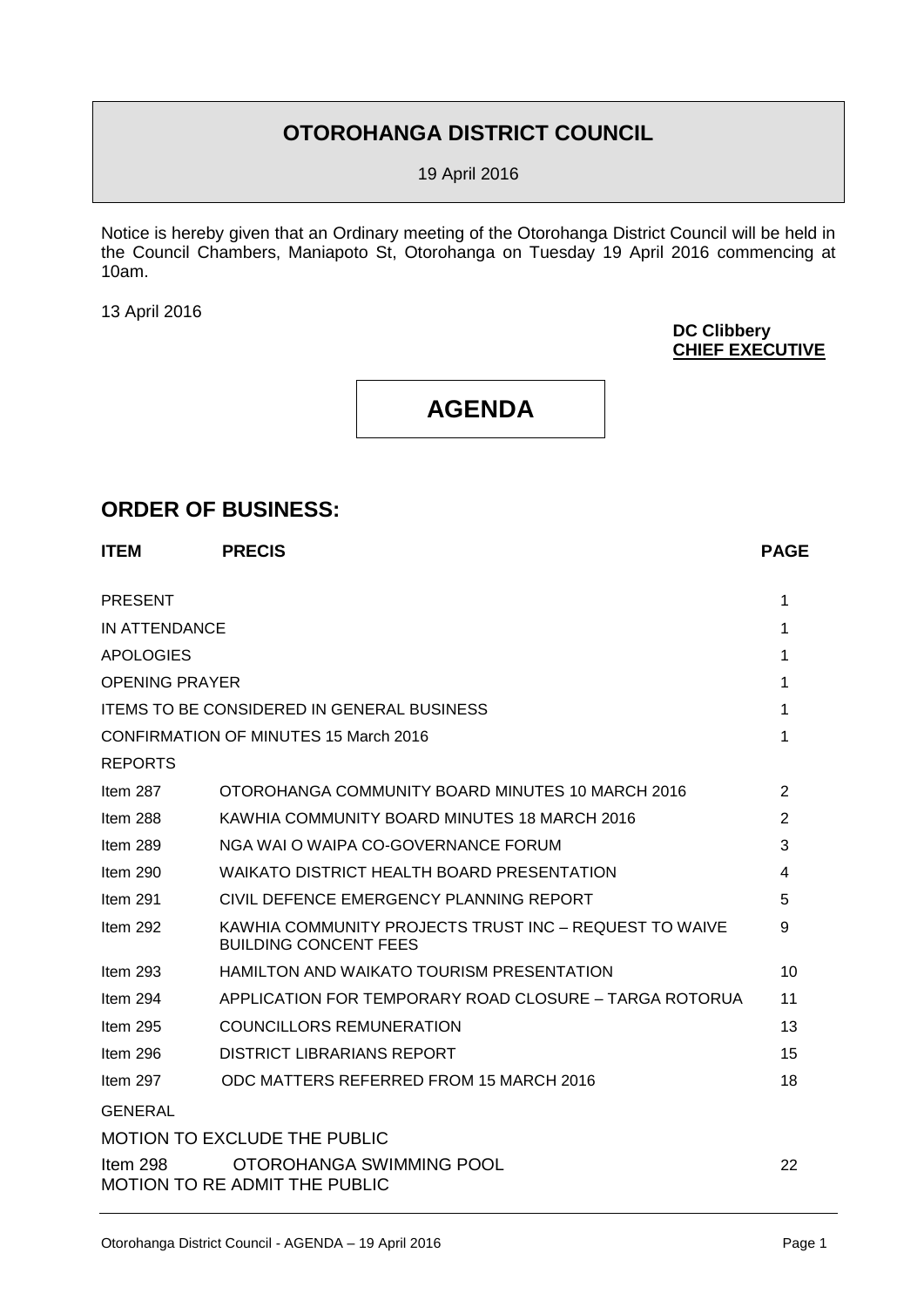# OTOROHANGA DISTRICT COUNCIL

19 April 2016

Notice is hereby given that an Ordinary meeting of the Otorohanga District Council will be held in the Council Chambers, Maniapoto St, Otorohanga on Tuesday 19 April 2016 commencing at 10am.

13 April 2016

**DC Clibbery**
**CHIEF EXECUTIVE**

# AGENDA

## ORDER OF BUSINESS:

| ITEM | PRECIS | PAGE |
|---|---|---|
| PRESENT | | 1 |
| IN ATTENDANCE | | 1 |
| APOLOGIES | | 1 |
| OPENING PRAYER | | 1 |
| ITEMS TO BE CONSIDERED IN GENERAL BUSINESS | | 1 |
| CONFIRMATION OF MINUTES 15 March 2016 | | 1 |
| REPORTS | | |
| Item 287 | OTOROHANGA COMMUNITY BOARD MINUTES 10 MARCH 2016 | 2 |
| Item 288 | KAWHIA COMMUNITY BOARD MINUTES 18 MARCH 2016 | 2 |
| Item 289 | NGA WAI O WAIPA CO-GOVERNANCE FORUM | 3 |
| Item 290 | WAIKATO DISTRICT HEALTH BOARD PRESENTATION | 4 |
| Item 291 | CIVIL DEFENCE EMERGENCY PLANNING REPORT | 5 |
| Item 292 | KAWHIA COMMUNITY PROJECTS TRUST INC – REQUEST TO WAIVE BUILDING CONCENT FEES | 9 |
| Item 293 | HAMILTON AND WAIKATO TOURISM PRESENTATION | 10 |
| Item 294 | APPLICATION FOR TEMPORARY ROAD CLOSURE – TARGA ROTORUA | 11 |
| Item 295 | COUNCILLORS REMUNERATION | 13 |
| Item 296 | DISTRICT LIBRARIANS REPORT | 15 |
| Item 297 | ODC MATTERS REFERRED FROM 15 MARCH 2016 | 18 |
| GENERAL | | |
| MOTION TO EXCLUDE THE PUBLIC | | |
| Item 298 | OTOROHANGA SWIMMING POOL | 22 |
| MOTION TO RE ADMIT THE PUBLIC | | |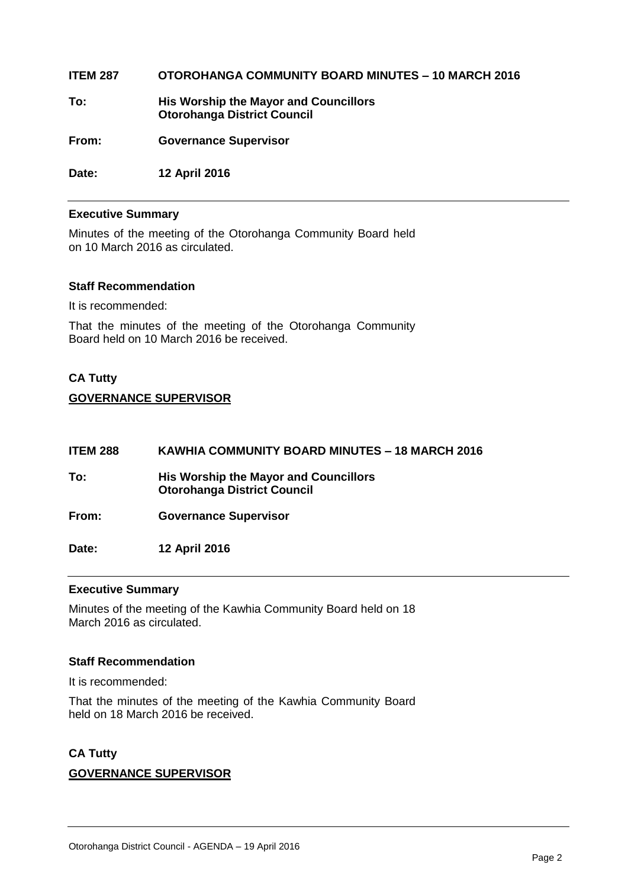**ITEM 287 OTOROHANGA COMMUNITY BOARD MINUTES – 10 MARCH 2016**

**To:** **His Worship the Mayor and Councillors**
**Otorohanga District Council**

**From:** **Governance Supervisor**

**Date:** **12 April 2016**

---

**Executive Summary**

Minutes of the meeting of the Otorohanga Community Board held on 10 March 2016 as circulated.

**Staff Recommendation**

It is recommended:

That the minutes of the meeting of the Otorohanga Community Board held on 10 March 2016 be received.

**CA Tutty**

**<u>GOVERNANCE SUPERVISOR</u>**

**ITEM 288 KAWHIA COMMUNITY BOARD MINUTES – 18 MARCH 2016**

**To:** **His Worship the Mayor and Councillors**
**Otorohanga District Council**

**From:** **Governance Supervisor**

**Date:** **12 April 2016**

---

**Executive Summary**

Minutes of the meeting of the Kawhia Community Board held on 18 March 2016 as circulated.

**Staff Recommendation**

It is recommended:

That the minutes of the meeting of the Kawhia Community Board held on 18 March 2016 be received.

**CA Tutty**

**<u>GOVERNANCE SUPERVISOR</u>**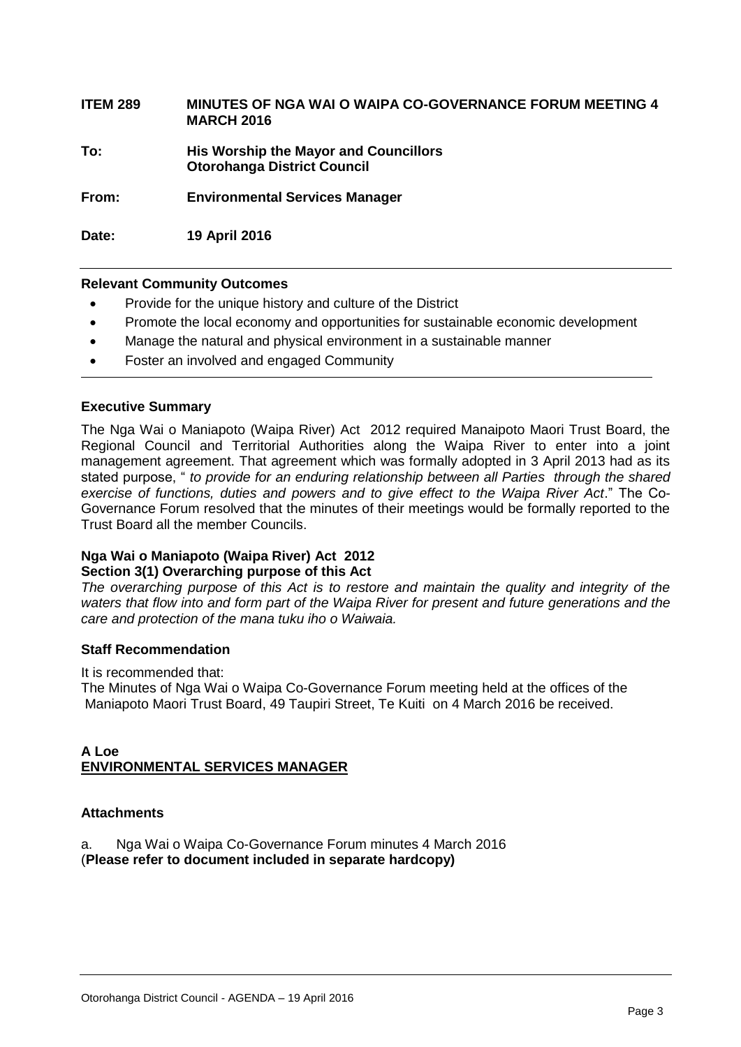**ITEM 289 MINUTES OF NGA WAI O WAIPA CO-GOVERNANCE FORUM MEETING 4 MARCH 2016**

**To: His Worship the Mayor and Councillors**
**Otorohanga District Council**

**From: Environmental Services Manager**

**Date: 19 April 2016**

---

**Relevant Community Outcomes**

- Provide for the unique history and culture of the District
- Promote the local economy and opportunities for sustainable economic development
- Manage the natural and physical environment in a sustainable manner
- Foster an involved and engaged Community

**Executive Summary**

The Nga Wai o Maniapoto (Waipa River) Act 2012 required Manaipoto Maori Trust Board, the Regional Council and Territorial Authorities along the Waipa River to enter into a joint management agreement. That agreement which was formally adopted in 3 April 2013 had as its stated purpose, " *to provide for an enduring relationship between all Parties through the shared exercise of functions, duties and powers and to give effect to the Waipa River Act*." The Co-Governance Forum resolved that the minutes of their meetings would be formally reported to the Trust Board all the member Councils.

**Nga Wai o Maniapoto (Waipa River) Act 2012**
**Section 3(1) Overarching purpose of this Act**

*The overarching purpose of this Act is to restore and maintain the quality and integrity of the waters that flow into and form part of the Waipa River for present and future generations and the care and protection of the mana tuku iho o Waiwaia.*

**Staff Recommendation**

It is recommended that:

The Minutes of Nga Wai o Waipa Co-Governance Forum meeting held at the offices of the Maniapoto Maori Trust Board, 49 Taupiri Street, Te Kuiti on 4 March 2016 be received.

**A Loe**
**ENVIRONMENTAL SERVICES MANAGER**

**Attachments**

a. Nga Wai o Waipa Co-Governance Forum minutes 4 March 2016
(**Please refer to document included in separate hardcopy)**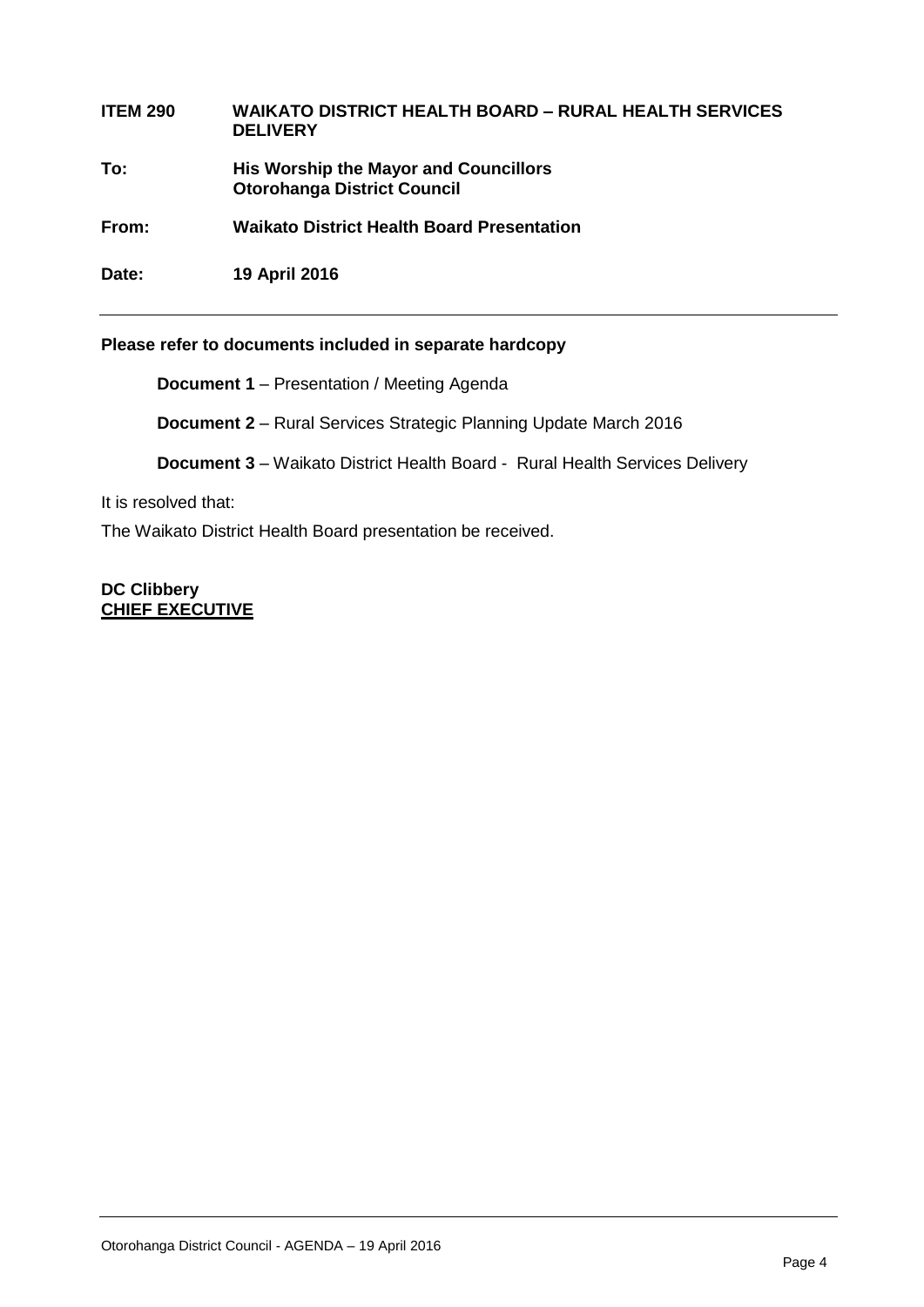**ITEM 290 WAIKATO DISTRICT HEALTH BOARD – RURAL HEALTH SERVICES DELIVERY**

**To:** **His Worship the Mayor and Councillors**
**Otorohanga District Council**

**From:** **Waikato District Health Board Presentation**

**Date:** **19 April 2016**

---

**Please refer to documents included in separate hardcopy**

**Document 1** – Presentation / Meeting Agenda

**Document 2** – Rural Services Strategic Planning Update March 2016

**Document 3** – Waikato District Health Board - Rural Health Services Delivery

It is resolved that:

The Waikato District Health Board presentation be received.

**DC Clibbery**
**CHIEF EXECUTIVE**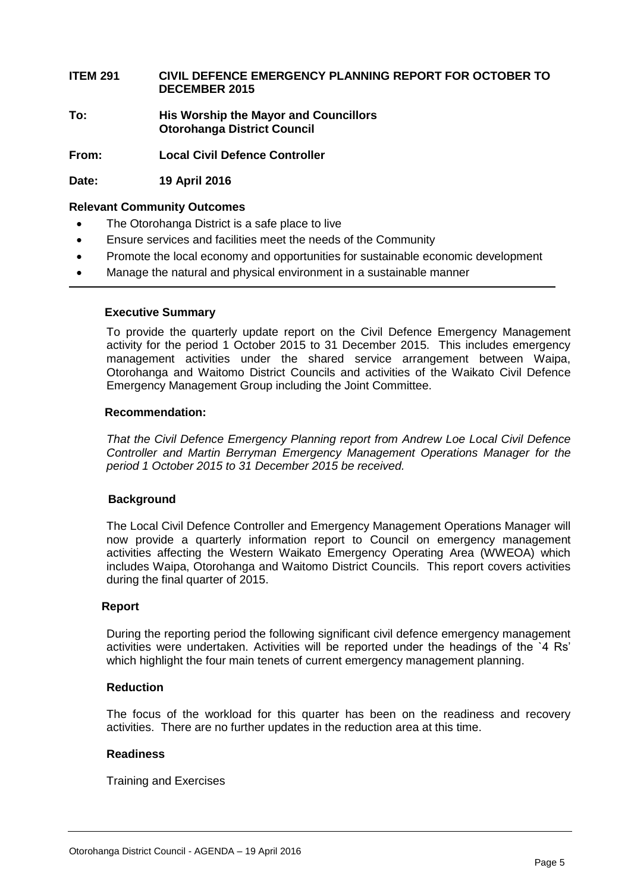**ITEM 291 CIVIL DEFENCE EMERGENCY PLANNING REPORT FOR OCTOBER TO DECEMBER 2015**

**To:** **His Worship the Mayor and Councillors**
**Otorohanga District Council**

**From:** **Local Civil Defence Controller**

**Date:** **19 April 2016**

**Relevant Community Outcomes**

- The Otorohanga District is a safe place to live
- Ensure services and facilities meet the needs of the Community
- Promote the local economy and opportunities for sustainable economic development
- Manage the natural and physical environment in a sustainable manner

---

**Executive Summary**

To provide the quarterly update report on the Civil Defence Emergency Management activity for the period 1 October 2015 to 31 December 2015. This includes emergency management activities under the shared service arrangement between Waipa, Otorohanga and Waitomo District Councils and activities of the Waikato Civil Defence Emergency Management Group including the Joint Committee.

**Recommendation:**

*That the Civil Defence Emergency Planning report from Andrew Loe Local Civil Defence Controller and Martin Berryman Emergency Management Operations Manager for the period 1 October 2015 to 31 December 2015 be received.*

**Background**

The Local Civil Defence Controller and Emergency Management Operations Manager will now provide a quarterly information report to Council on emergency management activities affecting the Western Waikato Emergency Operating Area (WWEOA) which includes Waipa, Otorohanga and Waitomo District Councils. This report covers activities during the final quarter of 2015.

**Report**

During the reporting period the following significant civil defence emergency management activities were undertaken. Activities will be reported under the headings of the `4 Rs' which highlight the four main tenets of current emergency management planning.

**Reduction**

The focus of the workload for this quarter has been on the readiness and recovery activities. There are no further updates in the reduction area at this time.

**Readiness**

Training and Exercises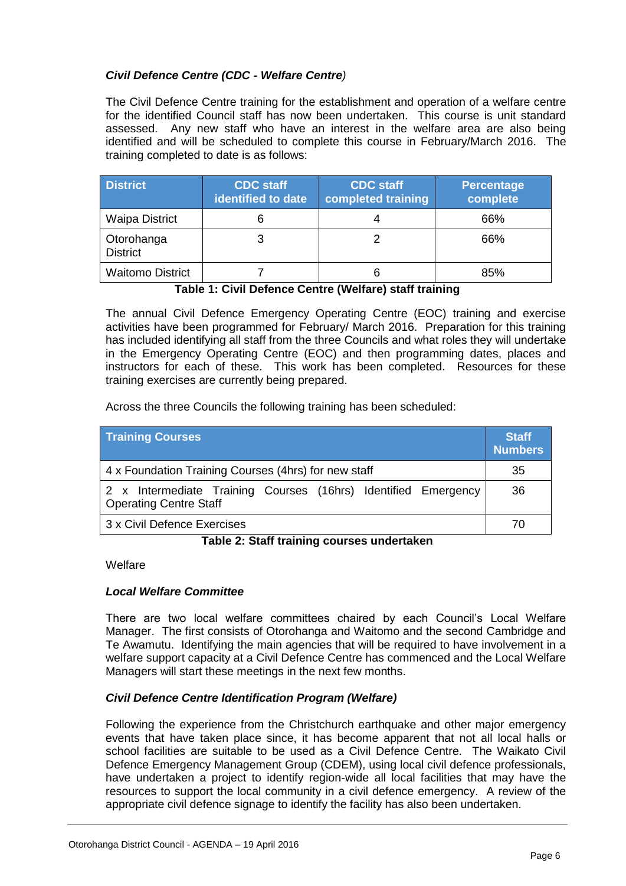### *Civil Defence Centre (CDC - Welfare Centre)*

The Civil Defence Centre training for the establishment and operation of a welfare centre for the identified Council staff has now been undertaken. This course is unit standard assessed. Any new staff who have an interest in the welfare area are also being identified and will be scheduled to complete this course in February/March 2016. The training completed to date is as follows:

| District | CDC staff identified to date | CDC staff completed training | Percentage complete |
|---|---|---|---|
| Waipa District | 6 | 4 | 66% |
| Otorohanga District | 3 | 2 | 66% |
| Waitomo District | 7 | 6 | 85% |

**Table 1: Civil Defence Centre (Welfare) staff training**

The annual Civil Defence Emergency Operating Centre (EOC) training and exercise activities have been programmed for February/ March 2016. Preparation for this training has included identifying all staff from the three Councils and what roles they will undertake in the Emergency Operating Centre (EOC) and then programming dates, places and instructors for each of these. This work has been completed. Resources for these training exercises are currently being prepared.

Across the three Councils the following training has been scheduled:

| Training Courses | Staff Numbers |
|---|---|
| 4 x Foundation Training Courses (4hrs) for new staff | 35 |
| 2 x Intermediate Training Courses (16hrs) Identified Emergency Operating Centre Staff | 36 |
| 3 x Civil Defence Exercises | 70 |

**Table 2: Staff training courses undertaken**

Welfare

### *Local Welfare Committee*

There are two local welfare committees chaired by each Council's Local Welfare Manager. The first consists of Otorohanga and Waitomo and the second Cambridge and Te Awamutu. Identifying the main agencies that will be required to have involvement in a welfare support capacity at a Civil Defence Centre has commenced and the Local Welfare Managers will start these meetings in the next few months.

### *Civil Defence Centre Identification Program (Welfare)*

Following the experience from the Christchurch earthquake and other major emergency events that have taken place since, it has become apparent that not all local halls or school facilities are suitable to be used as a Civil Defence Centre. The Waikato Civil Defence Emergency Management Group (CDEM), using local civil defence professionals, have undertaken a project to identify region-wide all local facilities that may have the resources to support the local community in a civil defence emergency. A review of the appropriate civil defence signage to identify the facility has also been undertaken.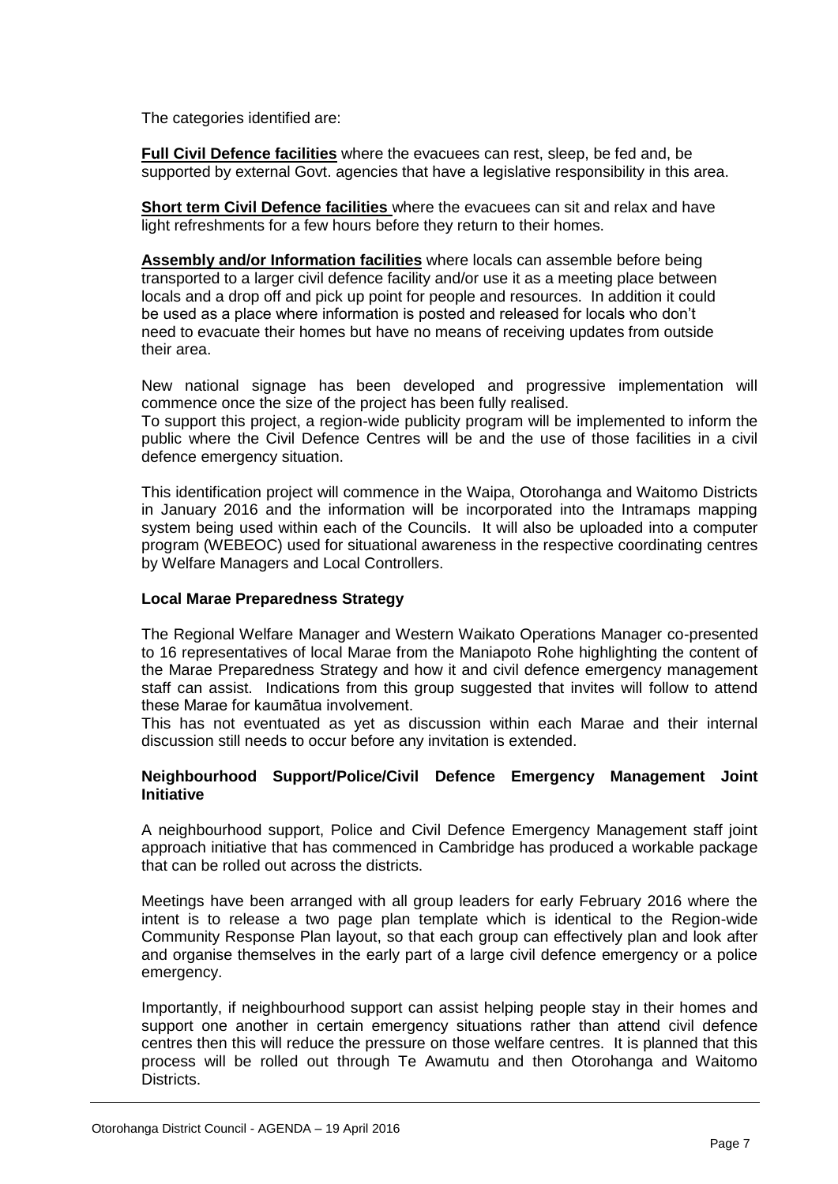The categories identified are:

**Full Civil Defence facilities** where the evacuees can rest, sleep, be fed and, be supported by external Govt. agencies that have a legislative responsibility in this area.

**Short term Civil Defence facilities** where the evacuees can sit and relax and have light refreshments for a few hours before they return to their homes.

**Assembly and/or Information facilities** where locals can assemble before being transported to a larger civil defence facility and/or use it as a meeting place between locals and a drop off and pick up point for people and resources. In addition it could be used as a place where information is posted and released for locals who don't need to evacuate their homes but have no means of receiving updates from outside their area.

New national signage has been developed and progressive implementation will commence once the size of the project has been fully realised.
To support this project, a region-wide publicity program will be implemented to inform the public where the Civil Defence Centres will be and the use of those facilities in a civil defence emergency situation.

This identification project will commence in the Waipa, Otorohanga and Waitomo Districts in January 2016 and the information will be incorporated into the Intramaps mapping system being used within each of the Councils. It will also be uploaded into a computer program (WEBEOC) used for situational awareness in the respective coordinating centres by Welfare Managers and Local Controllers.

**Local Marae Preparedness Strategy**

The Regional Welfare Manager and Western Waikato Operations Manager co-presented to 16 representatives of local Marae from the Maniapoto Rohe highlighting the content of the Marae Preparedness Strategy and how it and civil defence emergency management staff can assist. Indications from this group suggested that invites will follow to attend these Marae for kaumātua involvement.
This has not eventuated as yet as discussion within each Marae and their internal discussion still needs to occur before any invitation is extended.

**Neighbourhood Support/Police/Civil Defence Emergency Management Joint Initiative**

A neighbourhood support, Police and Civil Defence Emergency Management staff joint approach initiative that has commenced in Cambridge has produced a workable package that can be rolled out across the districts.

Meetings have been arranged with all group leaders for early February 2016 where the intent is to release a two page plan template which is identical to the Region-wide Community Response Plan layout, so that each group can effectively plan and look after and organise themselves in the early part of a large civil defence emergency or a police emergency.

Importantly, if neighbourhood support can assist helping people stay in their homes and support one another in certain emergency situations rather than attend civil defence centres then this will reduce the pressure on those welfare centres. It is planned that this process will be rolled out through Te Awamutu and then Otorohanga and Waitomo Districts.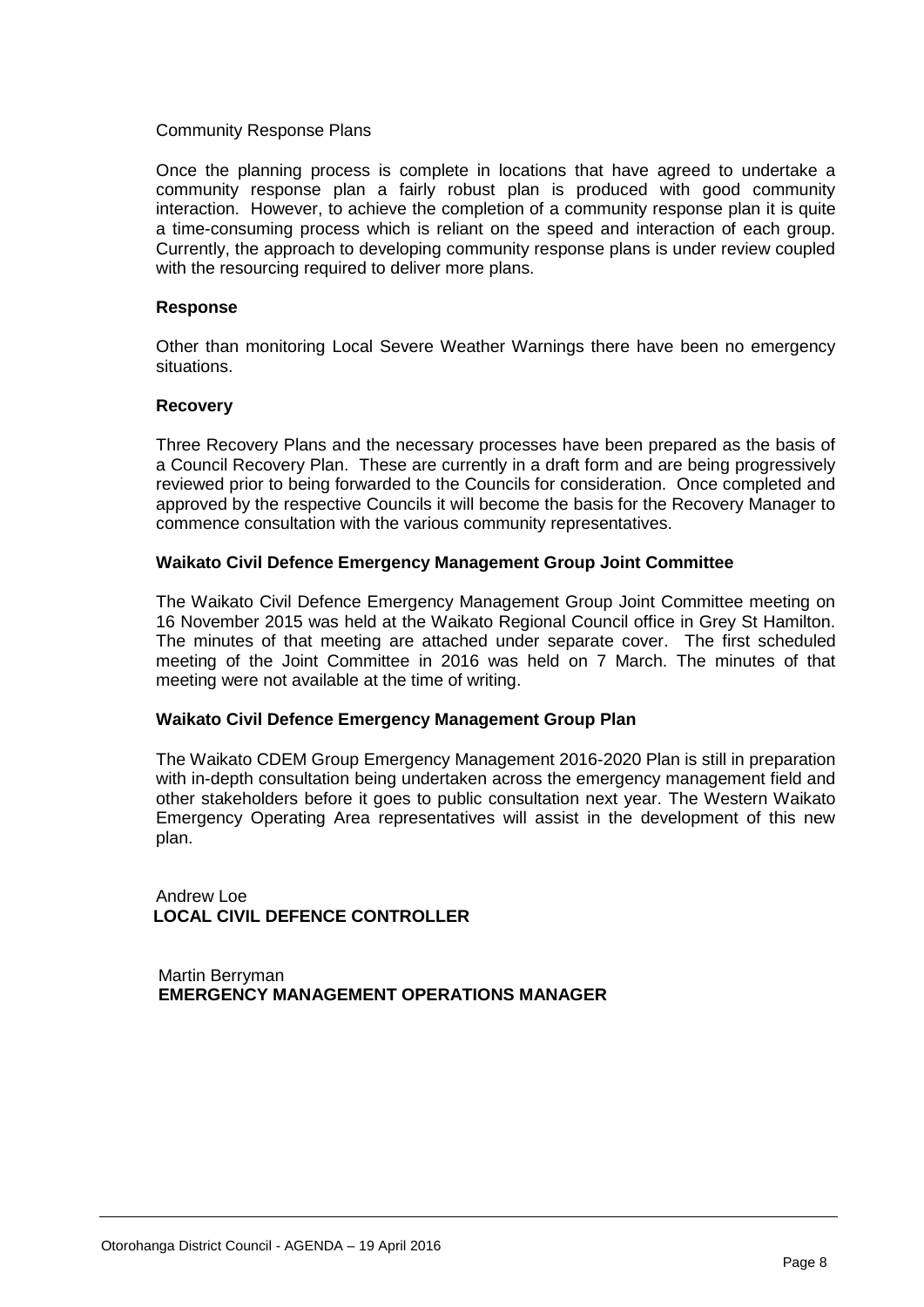Community Response Plans

Once the planning process is complete in locations that have agreed to undertake a community response plan a fairly robust plan is produced with good community interaction. However, to achieve the completion of a community response plan it is quite a time-consuming process which is reliant on the speed and interaction of each group. Currently, the approach to developing community response plans is under review coupled with the resourcing required to deliver more plans.

**Response**

Other than monitoring Local Severe Weather Warnings there have been no emergency situations.

**Recovery**

Three Recovery Plans and the necessary processes have been prepared as the basis of a Council Recovery Plan. These are currently in a draft form and are being progressively reviewed prior to being forwarded to the Councils for consideration. Once completed and approved by the respective Councils it will become the basis for the Recovery Manager to commence consultation with the various community representatives.

**Waikato Civil Defence Emergency Management Group Joint Committee**

The Waikato Civil Defence Emergency Management Group Joint Committee meeting on 16 November 2015 was held at the Waikato Regional Council office in Grey St Hamilton. The minutes of that meeting are attached under separate cover. The first scheduled meeting of the Joint Committee in 2016 was held on 7 March. The minutes of that meeting were not available at the time of writing.

**Waikato Civil Defence Emergency Management Group Plan**

The Waikato CDEM Group Emergency Management 2016-2020 Plan is still in preparation with in-depth consultation being undertaken across the emergency management field and other stakeholders before it goes to public consultation next year. The Western Waikato Emergency Operating Area representatives will assist in the development of this new plan.

Andrew Loe
**LOCAL CIVIL DEFENCE CONTROLLER**

Martin Berryman
**EMERGENCY MANAGEMENT OPERATIONS MANAGER**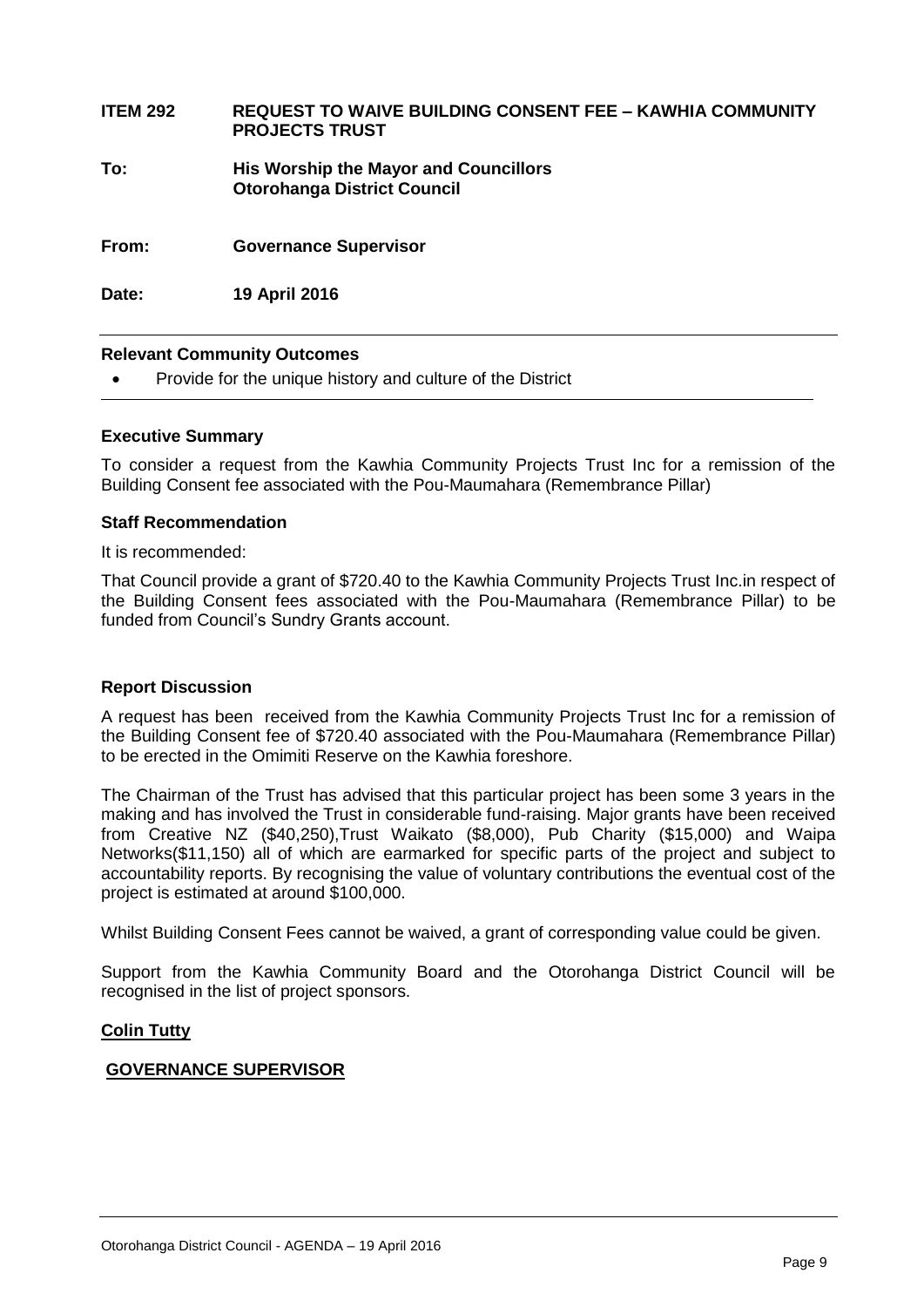**ITEM 292 REQUEST TO WAIVE BUILDING CONSENT FEE – KAWHIA COMMUNITY PROJECTS TRUST**

**To: His Worship the Mayor and Councillors**
**Otorohanga District Council**

**From: Governance Supervisor**

**Date: 19 April 2016**

---

**Relevant Community Outcomes**

- Provide for the unique history and culture of the District

---

**Executive Summary**

To consider a request from the Kawhia Community Projects Trust Inc for a remission of the Building Consent fee associated with the Pou-Maumahara (Remembrance Pillar)

**Staff Recommendation**

It is recommended:

That Council provide a grant of $720.40 to the Kawhia Community Projects Trust Inc.in respect of the Building Consent fees associated with the Pou-Maumahara (Remembrance Pillar) to be funded from Council's Sundry Grants account.

**Report Discussion**

A request has been received from the Kawhia Community Projects Trust Inc for a remission of the Building Consent fee of $720.40 associated with the Pou-Maumahara (Remembrance Pillar) to be erected in the Omimiti Reserve on the Kawhia foreshore.

The Chairman of the Trust has advised that this particular project has been some 3 years in the making and has involved the Trust in considerable fund-raising. Major grants have been received from Creative NZ ($40,250),Trust Waikato ($8,000), Pub Charity ($15,000) and Waipa Networks($11,150) all of which are earmarked for specific parts of the project and subject to accountability reports. By recognising the value of voluntary contributions the eventual cost of the project is estimated at around $100,000.

Whilst Building Consent Fees cannot be waived, a grant of corresponding value could be given.

Support from the Kawhia Community Board and the Otorohanga District Council will be recognised in the list of project sponsors.

**Colin Tutty**

**GOVERNANCE SUPERVISOR**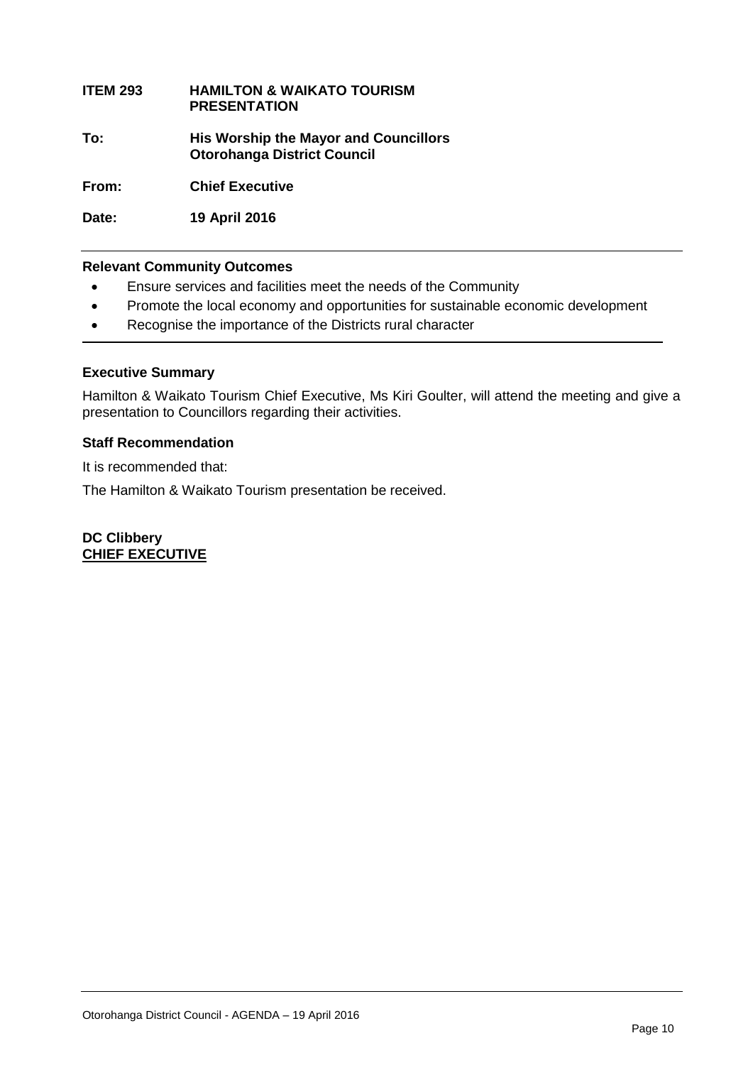**ITEM 293 HAMILTON & WAIKATO TOURISM PRESENTATION**

**To: His Worship the Mayor and Councillors Otorohanga District Council**

**From: Chief Executive**

**Date: 19 April 2016**

---

**Relevant Community Outcomes**

- Ensure services and facilities meet the needs of the Community
- Promote the local economy and opportunities for sustainable economic development
- Recognise the importance of the Districts rural character

---

**Executive Summary**

Hamilton & Waikato Tourism Chief Executive, Ms Kiri Goulter, will attend the meeting and give a presentation to Councillors regarding their activities.

**Staff Recommendation**

It is recommended that:

The Hamilton & Waikato Tourism presentation be received.

**DC Clibbery**
**CHIEF EXECUTIVE**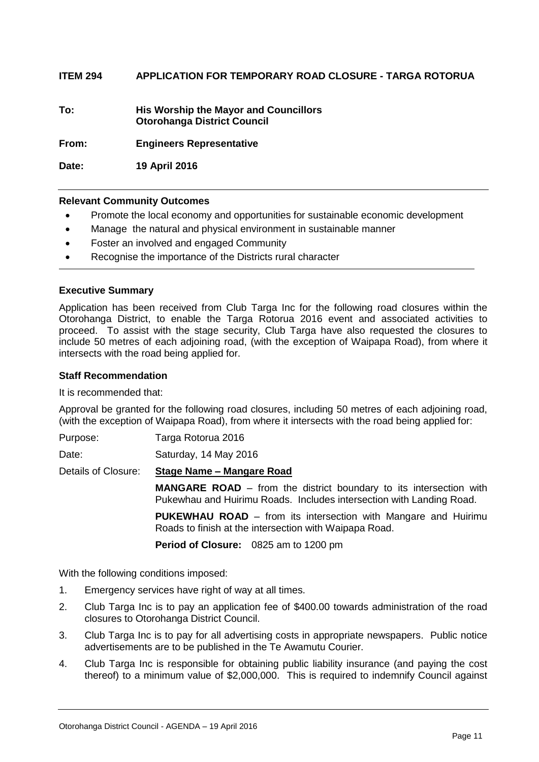**ITEM 294 APPLICATION FOR TEMPORARY ROAD CLOSURE - TARGA ROTORUA**

**To:** **His Worship the Mayor and Councillors**
**Otorohanga District Council**

**From:** **Engineers Representative**

**Date:** **19 April 2016**

---

**Relevant Community Outcomes**

- Promote the local economy and opportunities for sustainable economic development
- Manage the natural and physical environment in sustainable manner
- Foster an involved and engaged Community
- Recognise the importance of the Districts rural character

---

**Executive Summary**

Application has been received from Club Targa Inc for the following road closures within the Otorohanga District, to enable the Targa Rotorua 2016 event and associated activities to proceed. To assist with the stage security, Club Targa have also requested the closures to include 50 metres of each adjoining road, (with the exception of Waipapa Road), from where it intersects with the road being applied for.

**Staff Recommendation**

It is recommended that:

Approval be granted for the following road closures, including 50 metres of each adjoining road, (with the exception of Waipapa Road), from where it intersects with the road being applied for:

Purpose: Targa Rotorua 2016

Date: Saturday, 14 May 2016

Details of Closure: **<u>Stage Name – Mangare Road</u>**

**MANGARE ROAD** – from the district boundary to its intersection with Pukewhau and Huirimu Roads. Includes intersection with Landing Road.

**PUKEWHAU ROAD** – from its intersection with Mangare and Huirimu Roads to finish at the intersection with Waipapa Road.

**Period of Closure:** 0825 am to 1200 pm

With the following conditions imposed:

1. Emergency services have right of way at all times.
2. Club Targa Inc is to pay an application fee of $400.00 towards administration of the road closures to Otorohanga District Council.
3. Club Targa Inc is to pay for all advertising costs in appropriate newspapers. Public notice advertisements are to be published in the Te Awamutu Courier.
4. Club Targa Inc is responsible for obtaining public liability insurance (and paying the cost thereof) to a minimum value of $2,000,000. This is required to indemnify Council against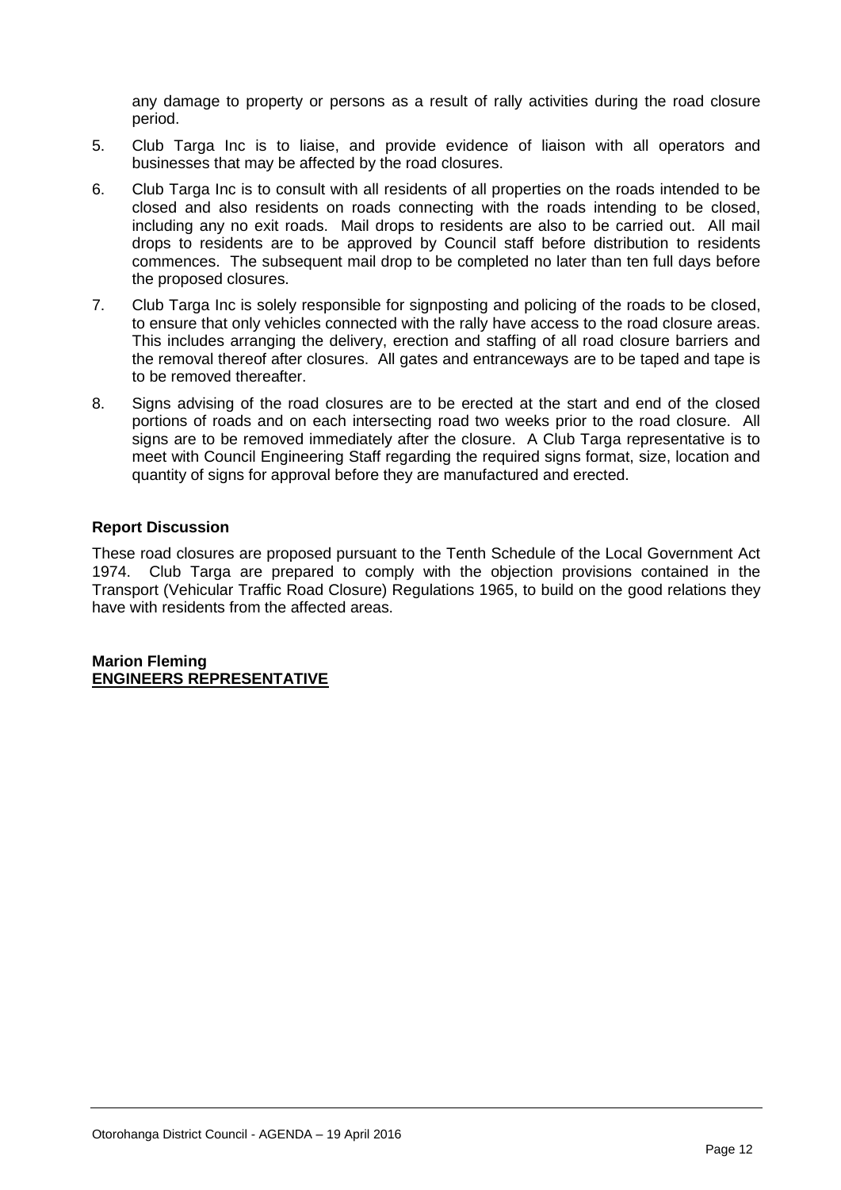any damage to property or persons as a result of rally activities during the road closure period.

5. Club Targa Inc is to liaise, and provide evidence of liaison with all operators and businesses that may be affected by the road closures.

6. Club Targa Inc is to consult with all residents of all properties on the roads intended to be closed and also residents on roads connecting with the roads intending to be closed, including any no exit roads. Mail drops to residents are also to be carried out. All mail drops to residents are to be approved by Council staff before distribution to residents commences. The subsequent mail drop to be completed no later than ten full days before the proposed closures.

7. Club Targa Inc is solely responsible for signposting and policing of the roads to be closed, to ensure that only vehicles connected with the rally have access to the road closure areas. This includes arranging the delivery, erection and staffing of all road closure barriers and the removal thereof after closures. All gates and entranceways are to be taped and tape is to be removed thereafter.

8. Signs advising of the road closures are to be erected at the start and end of the closed portions of roads and on each intersecting road two weeks prior to the road closure. All signs are to be removed immediately after the closure. A Club Targa representative is to meet with Council Engineering Staff regarding the required signs format, size, location and quantity of signs for approval before they are manufactured and erected.

**Report Discussion**

These road closures are proposed pursuant to the Tenth Schedule of the Local Government Act 1974. Club Targa are prepared to comply with the objection provisions contained in the Transport (Vehicular Traffic Road Closure) Regulations 1965, to build on the good relations they have with residents from the affected areas.

**Marion Fleming**
**ENGINEERS REPRESENTATIVE**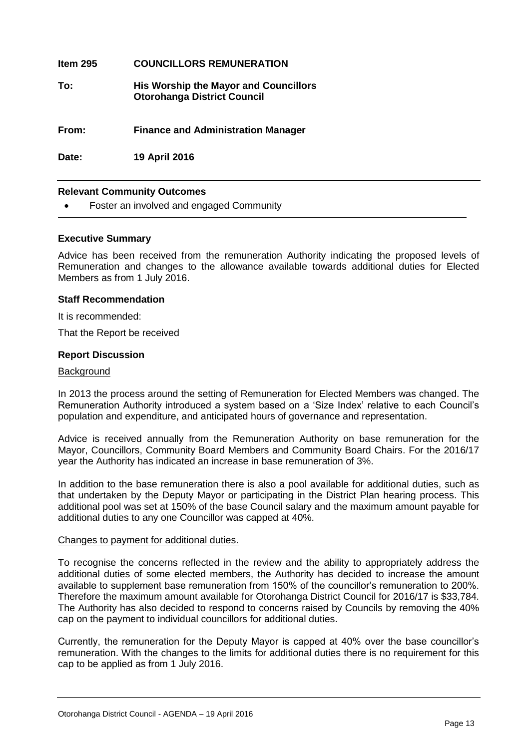**Item 295 COUNCILLORS REMUNERATION**

**To: His Worship the Mayor and Councillors**
**Otorohanga District Council**

**From: Finance and Administration Manager**

**Date: 19 April 2016**

---

**Relevant Community Outcomes**

- Foster an involved and engaged Community

---

**Executive Summary**

Advice has been received from the remuneration Authority indicating the proposed levels of Remuneration and changes to the allowance available towards additional duties for Elected Members as from 1 July 2016.

**Staff Recommendation**

It is recommended:

That the Report be received

**Report Discussion**

Background

In 2013 the process around the setting of Remuneration for Elected Members was changed. The Remuneration Authority introduced a system based on a 'Size Index' relative to each Council's population and expenditure, and anticipated hours of governance and representation.

Advice is received annually from the Remuneration Authority on base remuneration for the Mayor, Councillors, Community Board Members and Community Board Chairs. For the 2016/17 year the Authority has indicated an increase in base remuneration of 3%.

In addition to the base remuneration there is also a pool available for additional duties, such as that undertaken by the Deputy Mayor or participating in the District Plan hearing process. This additional pool was set at 150% of the base Council salary and the maximum amount payable for additional duties to any one Councillor was capped at 40%.

Changes to payment for additional duties.

To recognise the concerns reflected in the review and the ability to appropriately address the additional duties of some elected members, the Authority has decided to increase the amount available to supplement base remuneration from 150% of the councillor's remuneration to 200%. Therefore the maximum amount available for Otorohanga District Council for 2016/17 is $33,784. The Authority has also decided to respond to concerns raised by Councils by removing the 40% cap on the payment to individual councillors for additional duties.

Currently, the remuneration for the Deputy Mayor is capped at 40% over the base councillor's remuneration. With the changes to the limits for additional duties there is no requirement for this cap to be applied as from 1 July 2016.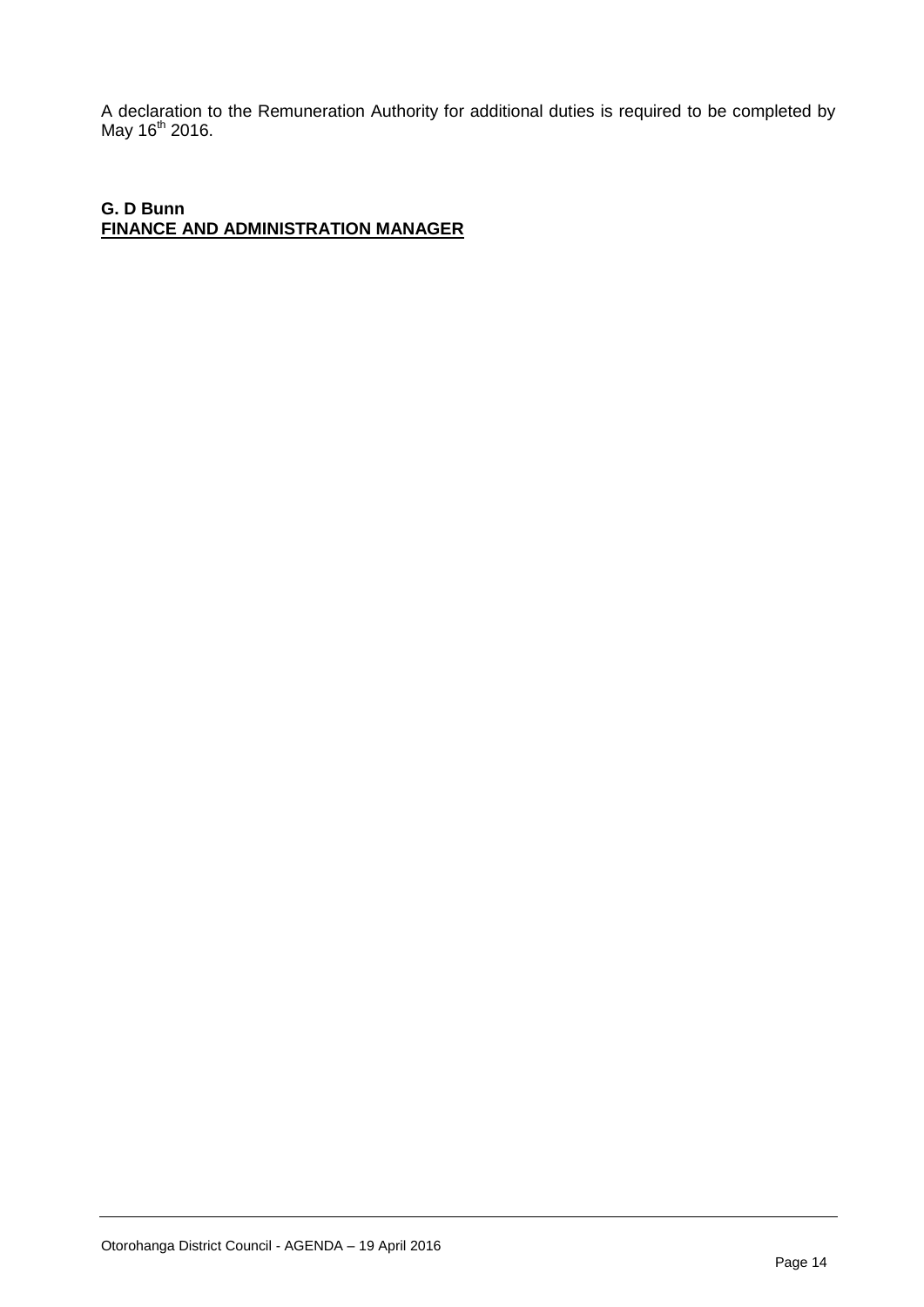A declaration to the Remuneration Authority for additional duties is required to be completed by May 16th 2016.

**G. D Bunn**
**FINANCE AND ADMINISTRATION MANAGER**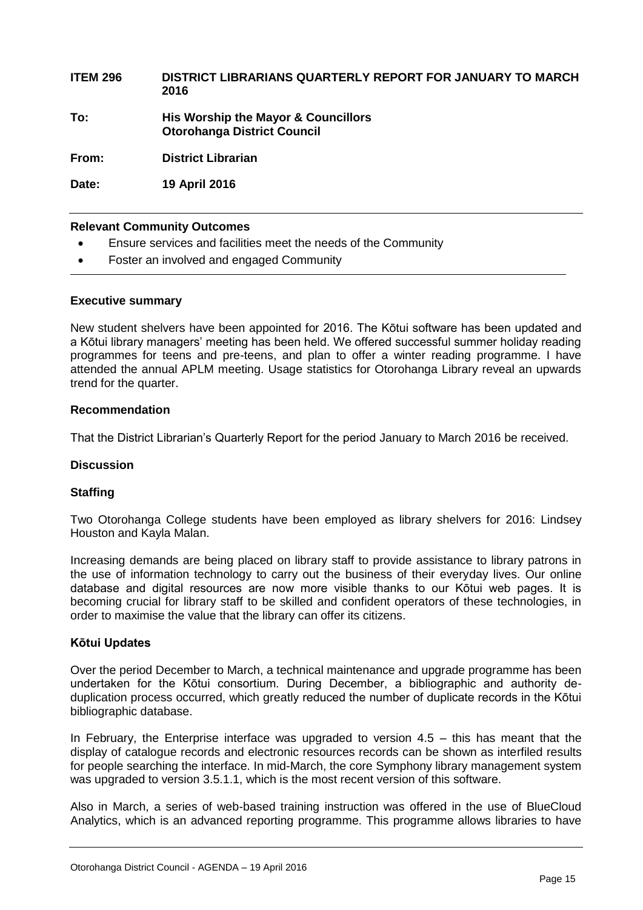| | |
|---|---|
| **ITEM 296** | **DISTRICT LIBRARIANS QUARTERLY REPORT FOR JANUARY TO MARCH 2016** |
| **To:** | **His Worship the Mayor & Councillors**<br>**Otorohanga District Council** |
| **From:** | **District Librarian** |
| **Date:** | **19 April 2016** |

**Relevant Community Outcomes**

- Ensure services and facilities meet the needs of the Community
- Foster an involved and engaged Community

**Executive summary**

New student shelvers have been appointed for 2016. The Kōtui software has been updated and a Kōtui library managers' meeting has been held. We offered successful summer holiday reading programmes for teens and pre-teens, and plan to offer a winter reading programme. I have attended the annual APLM meeting. Usage statistics for Otorohanga Library reveal an upwards trend for the quarter.

**Recommendation**

That the District Librarian's Quarterly Report for the period January to March 2016 be received.

**Discussion**

**Staffing**

Two Otorohanga College students have been employed as library shelvers for 2016: Lindsey Houston and Kayla Malan.

Increasing demands are being placed on library staff to provide assistance to library patrons in the use of information technology to carry out the business of their everyday lives. Our online database and digital resources are now more visible thanks to our Kōtui web pages. It is becoming crucial for library staff to be skilled and confident operators of these technologies, in order to maximise the value that the library can offer its citizens.

**Kōtui Updates**

Over the period December to March, a technical maintenance and upgrade programme has been undertaken for the Kōtui consortium. During December, a bibliographic and authority de-duplication process occurred, which greatly reduced the number of duplicate records in the Kōtui bibliographic database.

In February, the Enterprise interface was upgraded to version 4.5 – this has meant that the display of catalogue records and electronic resources records can be shown as interfiled results for people searching the interface. In mid-March, the core Symphony library management system was upgraded to version 3.5.1.1, which is the most recent version of this software.

Also in March, a series of web-based training instruction was offered in the use of BlueCloud Analytics, which is an advanced reporting programme. This programme allows libraries to have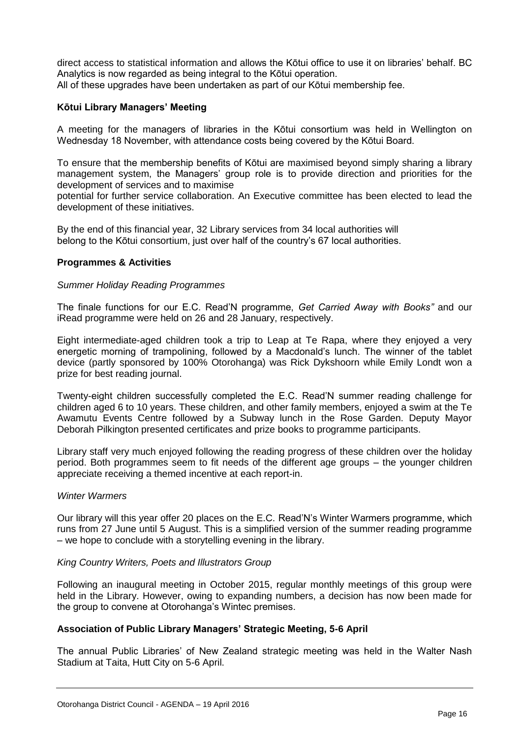direct access to statistical information and allows the Kōtui office to use it on libraries' behalf. BC Analytics is now regarded as being integral to the Kōtui operation.
All of these upgrades have been undertaken as part of our Kōtui membership fee.

**Kōtui Library Managers' Meeting**

A meeting for the managers of libraries in the Kōtui consortium was held in Wellington on Wednesday 18 November, with attendance costs being covered by the Kōtui Board.

To ensure that the membership benefits of Kōtui are maximised beyond simply sharing a library management system, the Managers' group role is to provide direction and priorities for the development of services and to maximise
potential for further service collaboration. An Executive committee has been elected to lead the development of these initiatives.

By the end of this financial year, 32 Library services from 34 local authorities will
belong to the Kōtui consortium, just over half of the country's 67 local authorities.

**Programmes & Activities**

*Summer Holiday Reading Programmes*

The finale functions for our E.C. Read'N programme, *Get Carried Away with Books"* and our iRead programme were held on 26 and 28 January, respectively.

Eight intermediate-aged children took a trip to Leap at Te Rapa, where they enjoyed a very energetic morning of trampolining, followed by a Macdonald's lunch. The winner of the tablet device (partly sponsored by 100% Otorohanga) was Rick Dykshoorn while Emily Londt won a prize for best reading journal.

Twenty-eight children successfully completed the E.C. Read'N summer reading challenge for children aged 6 to 10 years. These children, and other family members, enjoyed a swim at the Te Awamutu Events Centre followed by a Subway lunch in the Rose Garden. Deputy Mayor Deborah Pilkington presented certificates and prize books to programme participants.

Library staff very much enjoyed following the reading progress of these children over the holiday period. Both programmes seem to fit needs of the different age groups – the younger children appreciate receiving a themed incentive at each report-in.

*Winter Warmers*

Our library will this year offer 20 places on the E.C. Read'N's Winter Warmers programme, which runs from 27 June until 5 August. This is a simplified version of the summer reading programme – we hope to conclude with a storytelling evening in the library.

*King Country Writers, Poets and Illustrators Group*

Following an inaugural meeting in October 2015, regular monthly meetings of this group were held in the Library. However, owing to expanding numbers, a decision has now been made for the group to convene at Otorohanga's Wintec premises.

**Association of Public Library Managers' Strategic Meeting, 5-6 April**

The annual Public Libraries' of New Zealand strategic meeting was held in the Walter Nash Stadium at Taita, Hutt City on 5-6 April.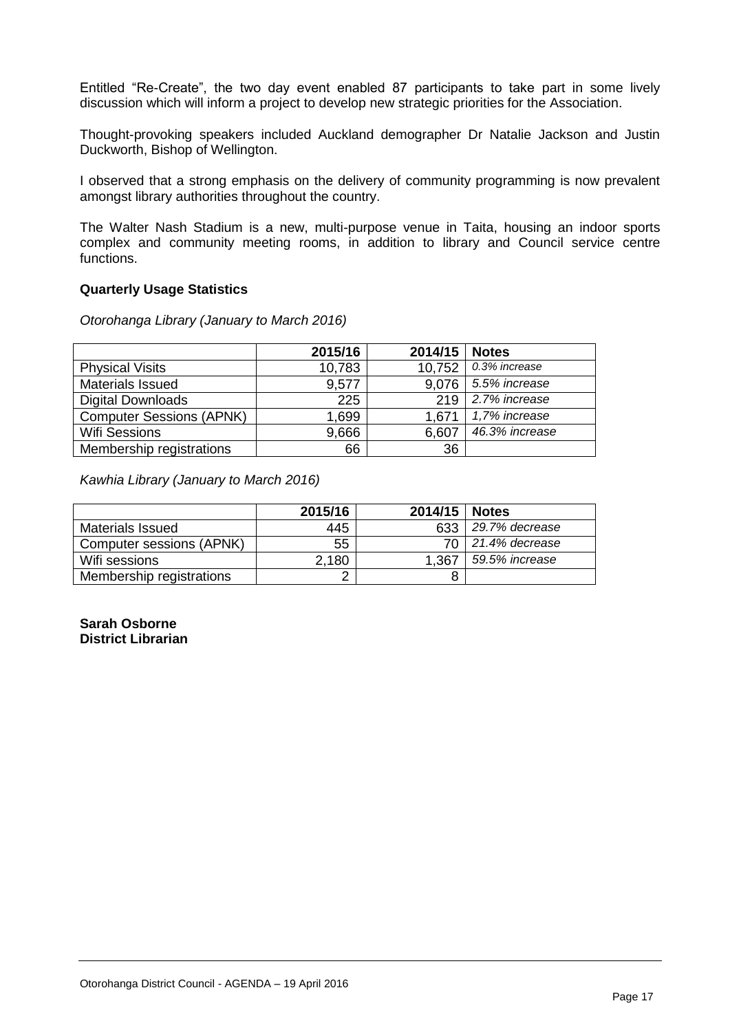Entitled “Re-Create”, the two day event enabled 87 participants to take part in some lively discussion which will inform a project to develop new strategic priorities for the Association.

Thought-provoking speakers included Auckland demographer Dr Natalie Jackson and Justin Duckworth, Bishop of Wellington.

I observed that a strong emphasis on the delivery of community programming is now prevalent amongst library authorities throughout the country.

The Walter Nash Stadium is a new, multi-purpose venue in Taita, housing an indoor sports complex and community meeting rooms, in addition to library and Council service centre functions.

**Quarterly Usage Statistics**

*Otorohanga Library (January to March 2016)*

| | 2015/16 | 2014/15 | Notes |
|---|---|---|---|
| Physical Visits | 10,783 | 10,752 | *0.3% increase* |
| Materials Issued | 9,577 | 9,076 | *5.5% increase* |
| Digital Downloads | 225 | 219 | *2.7% increase* |
| Computer Sessions (APNK) | 1,699 | 1,671 | *1,7% increase* |
| Wifi Sessions | 9,666 | 6,607 | *46.3% increase* |
| Membership registrations | 66 | 36 | |

*Kawhia Library (January to March 2016)*

| | 2015/16 | 2014/15 | Notes |
|---|---|---|---|
| Materials Issued | 445 | 633 | *29.7% decrease* |
| Computer sessions (APNK) | 55 | 70 | *21.4% decrease* |
| Wifi sessions | 2,180 | 1,367 | *59.5% increase* |
| Membership registrations | 2 | 8 | |

**Sarah Osborne**
**District Librarian**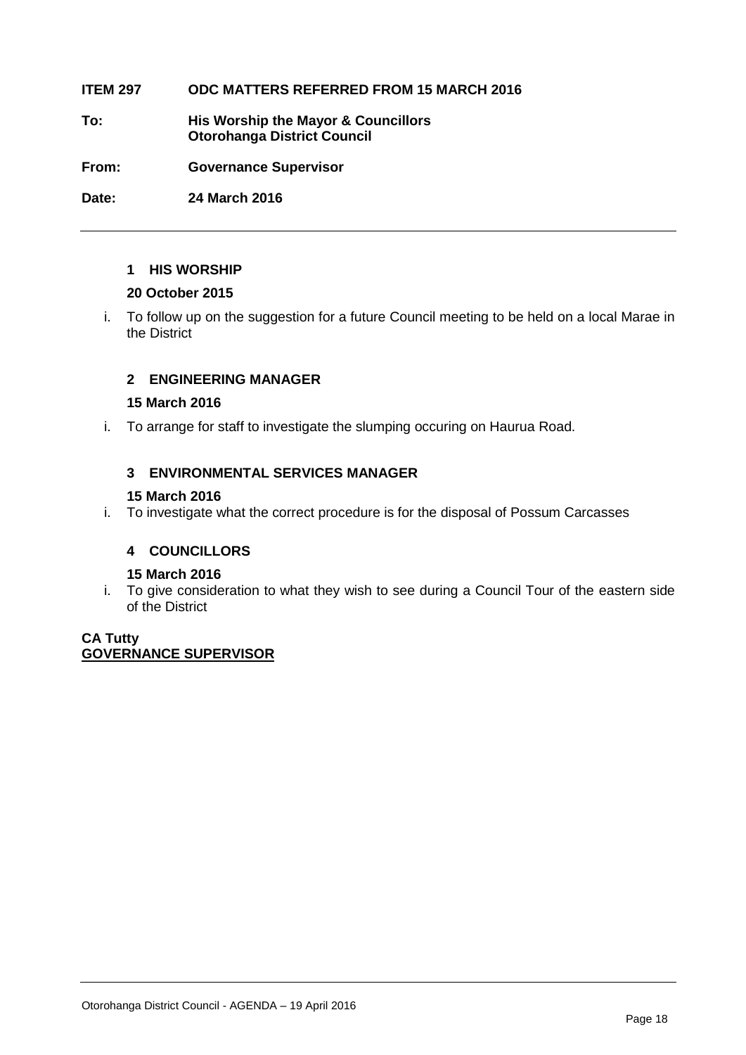**ITEM 297 ODC MATTERS REFERRED FROM 15 MARCH 2016**

**To:** **His Worship the Mayor & Councillors**
**Otorohanga District Council**

**From:** **Governance Supervisor**

**Date:** **24 March 2016**

---

## 1 HIS WORSHIP

**20 October 2015**

i. To follow up on the suggestion for a future Council meeting to be held on a local Marae in the District

## 2 ENGINEERING MANAGER

**15 March 2016**

i. To arrange for staff to investigate the slumping occuring on Haurua Road.

## 3 ENVIRONMENTAL SERVICES MANAGER

**15 March 2016**

i. To investigate what the correct procedure is for the disposal of Possum Carcasses

## 4 COUNCILLORS

**15 March 2016**

i. To give consideration to what they wish to see during a Council Tour of the eastern side of the District

**CA Tutty**
**GOVERNANCE SUPERVISOR**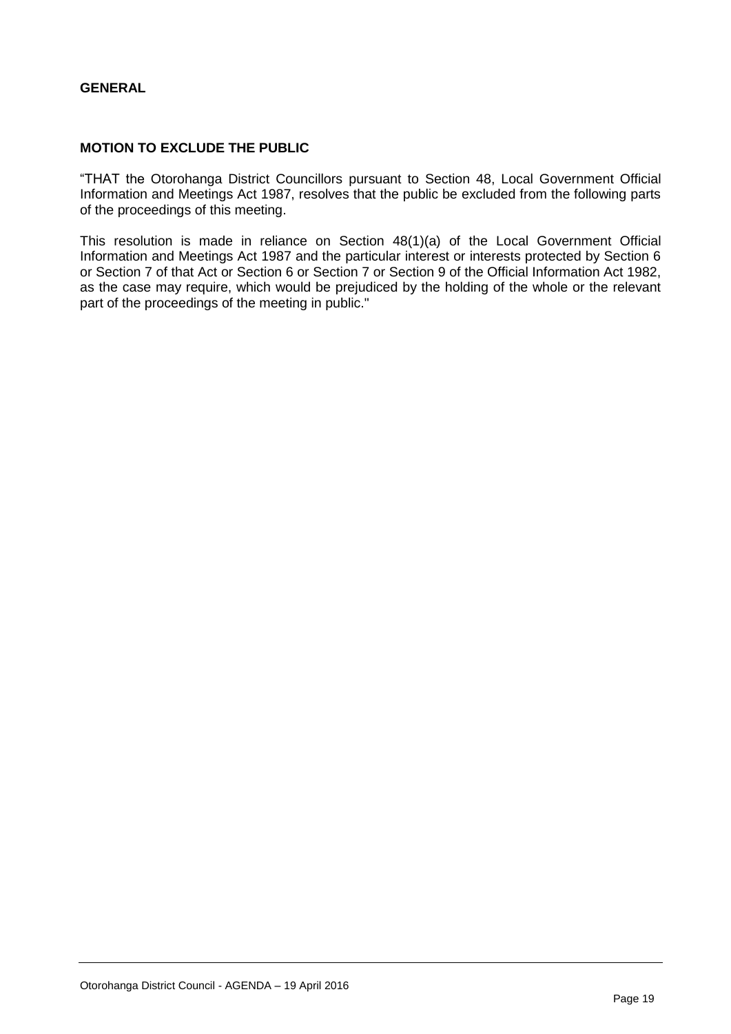**GENERAL**

**MOTION TO EXCLUDE THE PUBLIC**

“THAT the Otorohanga District Councillors pursuant to Section 48, Local Government Official Information and Meetings Act 1987, resolves that the public be excluded from the following parts of the proceedings of this meeting.

This resolution is made in reliance on Section 48(1)(a) of the Local Government Official Information and Meetings Act 1987 and the particular interest or interests protected by Section 6 or Section 7 of that Act or Section 6 or Section 7 or Section 9 of the Official Information Act 1982, as the case may require, which would be prejudiced by the holding of the whole or the relevant part of the proceedings of the meeting in public."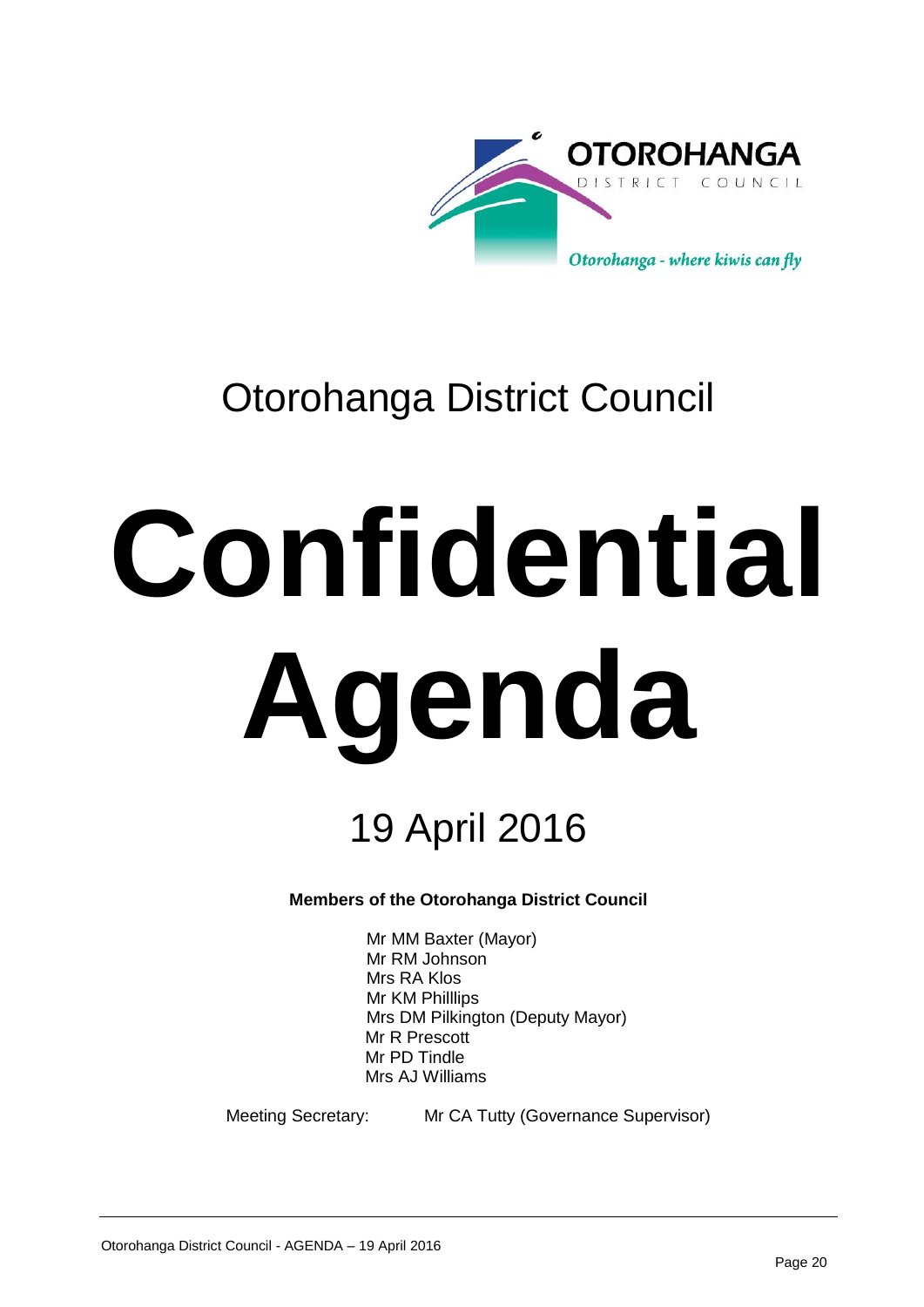# Otorohanga District Council

# Confidential Agenda

## 19 April 2016

**Members of the Otorohanga District Council**

Mr MM Baxter (Mayor)
Mr RM Johnson
Mrs RA Klos
Mr KM Philllips
Mrs DM Pilkington (Deputy Mayor)
Mr R Prescott
Mr PD Tindle
Mrs AJ Williams

Meeting Secretary: Mr CA Tutty (Governance Supervisor)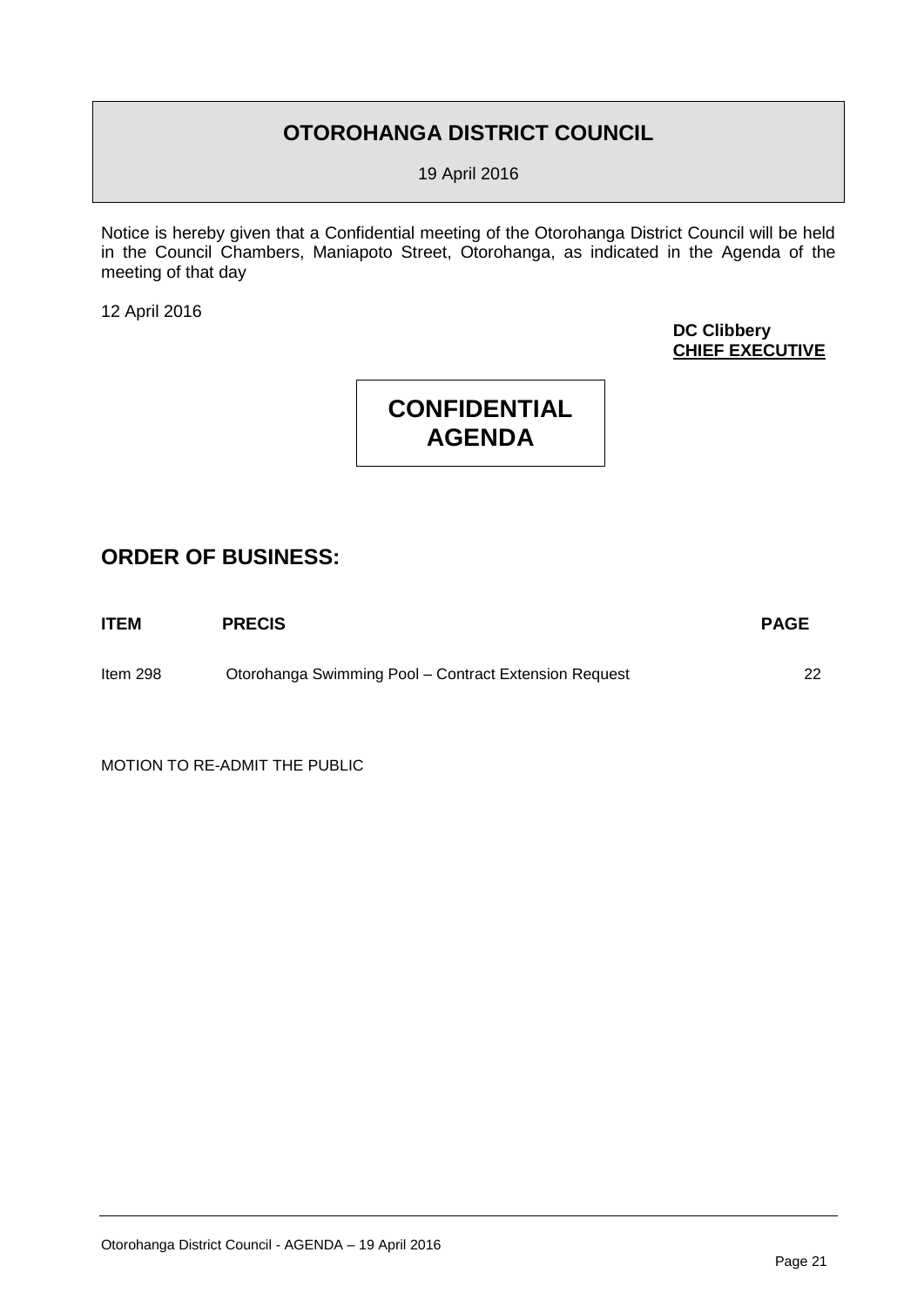# OTOROHANGA DISTRICT COUNCIL

19 April 2016

Notice is hereby given that a Confidential meeting of the Otorohanga District Council will be held in the Council Chambers, Maniapoto Street, Otorohanga, as indicated in the Agenda of the meeting of that day

12 April 2016

**DC Clibbery**
**CHIEF EXECUTIVE**

# CONFIDENTIAL AGENDA

## ORDER OF BUSINESS:

| ITEM | PRECIS | PAGE |
|---|---|---|
| Item 298 | Otorohanga Swimming Pool – Contract Extension Request | 22 |

MOTION TO RE-ADMIT THE PUBLIC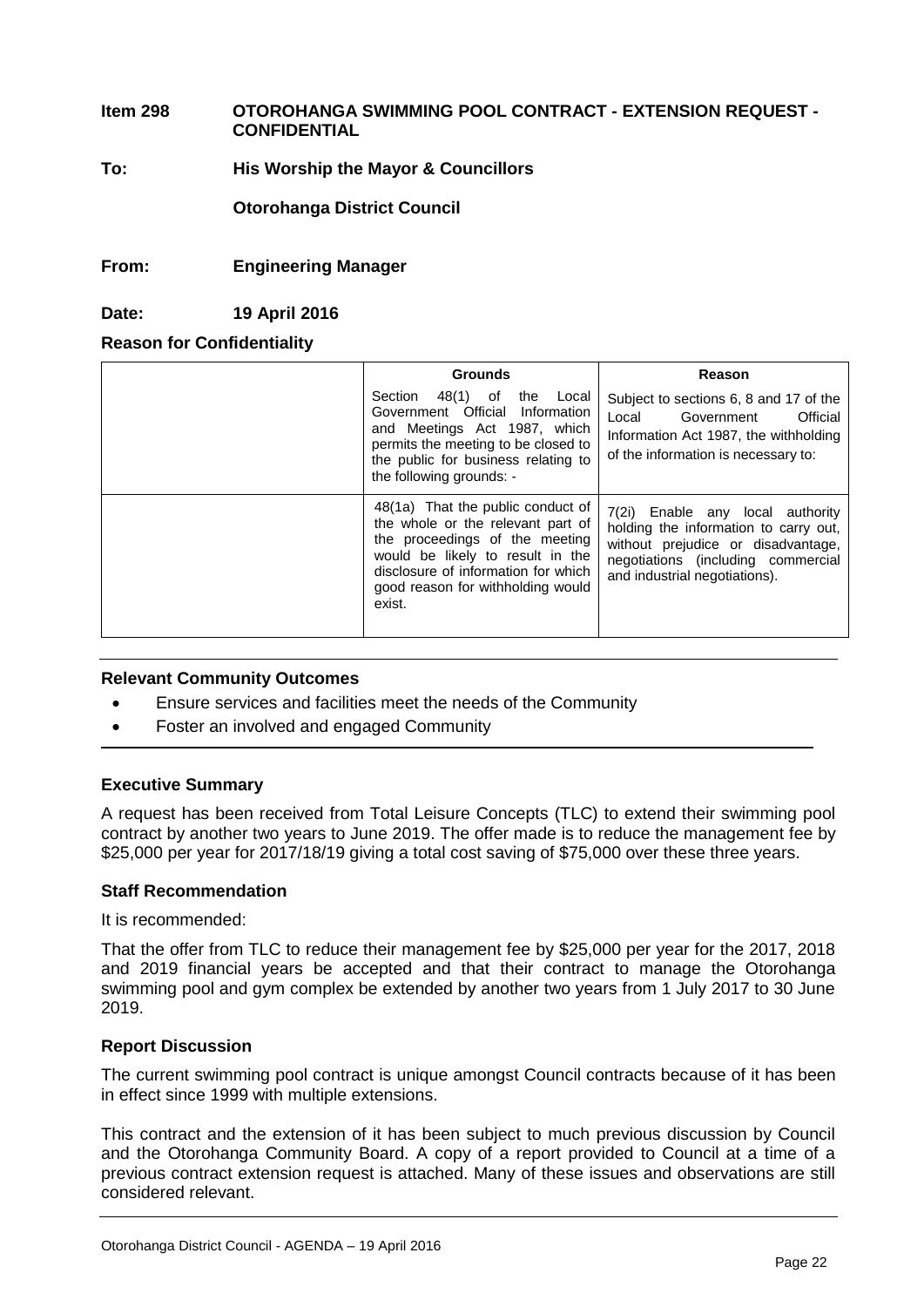**Item 298 OTOROHANGA SWIMMING POOL CONTRACT - EXTENSION REQUEST - CONFIDENTIAL**

**To: His Worship the Mayor & Councillors**

**Otorohanga District Council**

**From: Engineering Manager**

**Date: 19 April 2016**

**Reason for Confidentiality**

| | Grounds | Reason |
|---|---|---|
| | Section 48(1) of the Local Government Official Information and Meetings Act 1987, which permits the meeting to be closed to the public for business relating to the following grounds: - | Subject to sections 6, 8 and 17 of the Local Government Official Information Act 1987, the withholding of the information is necessary to: |
| | 48(1a) That the public conduct of the whole or the relevant part of the proceedings of the meeting would be likely to result in the disclosure of information for which good reason for withholding would exist. | 7(2i) Enable any local authority holding the information to carry out, without prejudice or disadvantage, negotiations (including commercial and industrial negotiations). |

**Relevant Community Outcomes**

- Ensure services and facilities meet the needs of the Community
- Foster an involved and engaged Community

**Executive Summary**

A request has been received from Total Leisure Concepts (TLC) to extend their swimming pool contract by another two years to June 2019. The offer made is to reduce the management fee by $25,000 per year for 2017/18/19 giving a total cost saving of $75,000 over these three years.

**Staff Recommendation**

It is recommended:

That the offer from TLC to reduce their management fee by $25,000 per year for the 2017, 2018 and 2019 financial years be accepted and that their contract to manage the Otorohanga swimming pool and gym complex be extended by another two years from 1 July 2017 to 30 June 2019.

**Report Discussion**

The current swimming pool contract is unique amongst Council contracts because of it has been in effect since 1999 with multiple extensions.

This contract and the extension of it has been subject to much previous discussion by Council and the Otorohanga Community Board. A copy of a report provided to Council at a time of a previous contract extension request is attached. Many of these issues and observations are still considered relevant.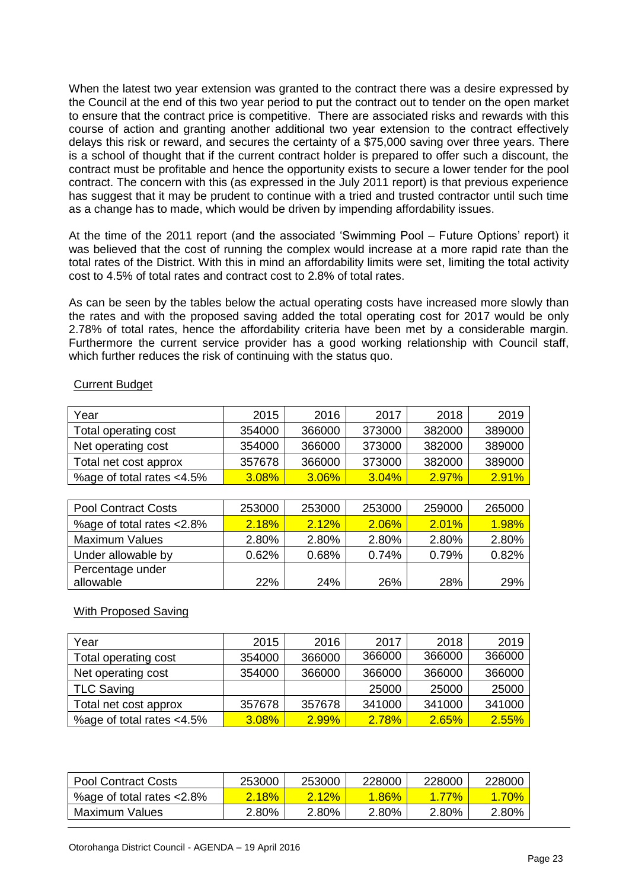When the latest two year extension was granted to the contract there was a desire expressed by the Council at the end of this two year period to put the contract out to tender on the open market to ensure that the contract price is competitive. There are associated risks and rewards with this course of action and granting another additional two year extension to the contract effectively delays this risk or reward, and secures the certainty of a $75,000 saving over three years. There is a school of thought that if the current contract holder is prepared to offer such a discount, the contract must be profitable and hence the opportunity exists to secure a lower tender for the pool contract. The concern with this (as expressed in the July 2011 report) is that previous experience has suggest that it may be prudent to continue with a tried and trusted contractor until such time as a change has to made, which would be driven by impending affordability issues.

At the time of the 2011 report (and the associated 'Swimming Pool – Future Options' report) it was believed that the cost of running the complex would increase at a more rapid rate than the total rates of the District. With this in mind an affordability limits were set, limiting the total activity cost to 4.5% of total rates and contract cost to 2.8% of total rates.

As can be seen by the tables below the actual operating costs have increased more slowly than the rates and with the proposed saving added the total operating cost for 2017 would be only 2.78% of total rates, hence the affordability criteria have been met by a considerable margin. Furthermore the current service provider has a good working relationship with Council staff, which further reduces the risk of continuing with the status quo.

Current Budget

| Year | 2015 | 2016 | 2017 | 2018 | 2019 |
|---|---|---|---|---|---|
| Total operating cost | 354000 | 366000 | 373000 | 382000 | 389000 |
| Net operating cost | 354000 | 366000 | 373000 | 382000 | 389000 |
| Total net cost approx | 357678 | 366000 | 373000 | 382000 | 389000 |
| %age of total rates <4.5% | 3.08% | 3.06% | 3.04% | 2.97% | 2.91% |

| Pool Contract Costs | 253000 | 253000 | 253000 | 259000 | 265000 |
|---|---|---|---|---|---|
| %age of total rates <2.8% | 2.18% | 2.12% | 2.06% | 2.01% | 1.98% |
| Maximum Values | 2.80% | 2.80% | 2.80% | 2.80% | 2.80% |
| Under allowable by | 0.62% | 0.68% | 0.74% | 0.79% | 0.82% |
| Percentage under allowable | 22% | 24% | 26% | 28% | 29% |

With Proposed Saving

| Year | 2015 | 2016 | 2017 | 2018 | 2019 |
|---|---|---|---|---|---|
| Total operating cost | 354000 | 366000 | 366000 | 366000 | 366000 |
| Net operating cost | 354000 | 366000 | 366000 | 366000 | 366000 |
| TLC Saving | | | 25000 | 25000 | 25000 |
| Total net cost approx | 357678 | 357678 | 341000 | 341000 | 341000 |
| %age of total rates <4.5% | 3.08% | 2.99% | 2.78% | 2.65% | 2.55% |

| Pool Contract Costs | 253000 | 253000 | 228000 | 228000 | 228000 |
|---|---|---|---|---|---|
| %age of total rates <2.8% | 2.18% | 2.12% | 1.86% | 1.77% | 1.70% |
| Maximum Values | 2.80% | 2.80% | 2.80% | 2.80% | 2.80% |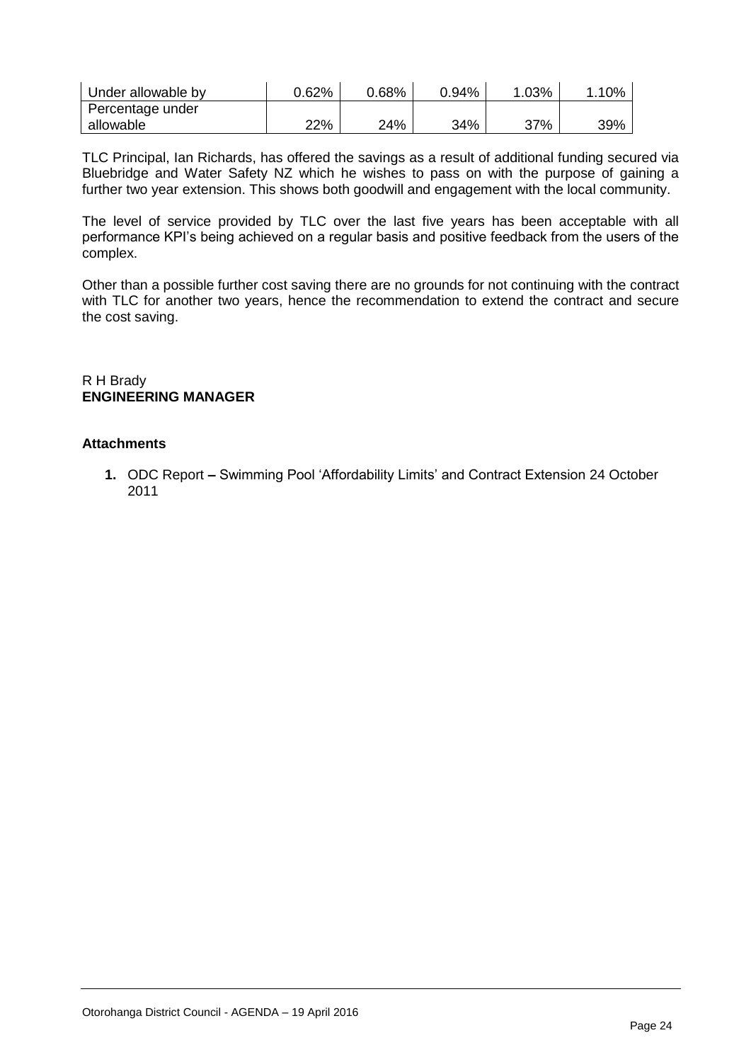| Under allowable by | 0.62% | 0.68% | 0.94% | 1.03% | 1.10% |
|---|---|---|---|---|---|
| Percentage under allowable | 22% | 24% | 34% | 37% | 39% |

TLC Principal, Ian Richards, has offered the savings as a result of additional funding secured via Bluebridge and Water Safety NZ which he wishes to pass on with the purpose of gaining a further two year extension. This shows both goodwill and engagement with the local community.

The level of service provided by TLC over the last five years has been acceptable with all performance KPI's being achieved on a regular basis and positive feedback from the users of the complex.

Other than a possible further cost saving there are no grounds for not continuing with the contract with TLC for another two years, hence the recommendation to extend the contract and secure the cost saving.

R H Brady
**ENGINEERING MANAGER**

**Attachments**

1. ODC Report – Swimming Pool 'Affordability Limits' and Contract Extension 24 October 2011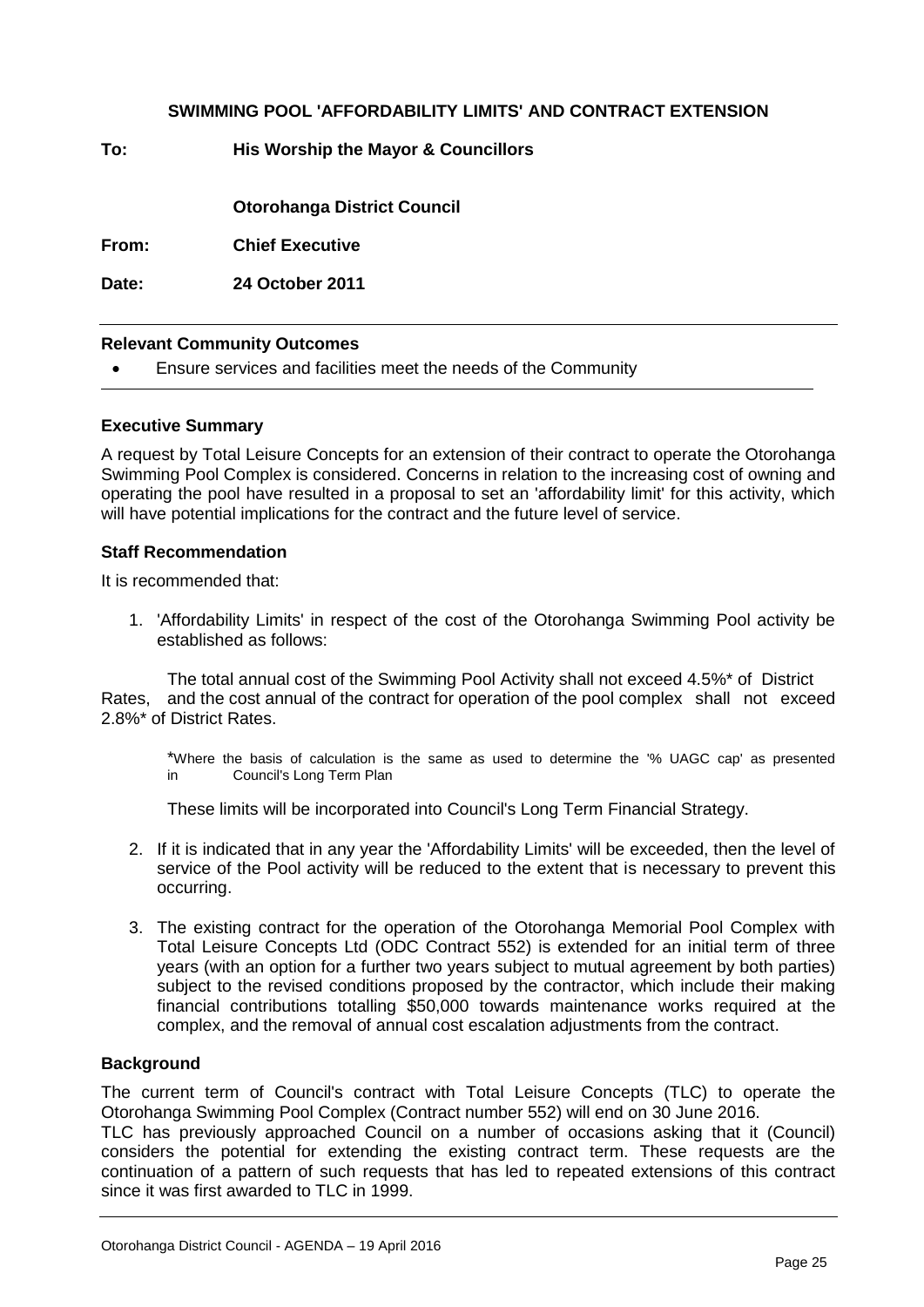**SWIMMING POOL 'AFFORDABILITY LIMITS' AND CONTRACT EXTENSION**

**To:** **His Worship the Mayor & Councillors**

**Otorohanga District Council**

**From:** **Chief Executive**

**Date:** **24 October 2011**

---

**Relevant Community Outcomes**

- Ensure services and facilities meet the needs of the Community

---

**Executive Summary**

A request by Total Leisure Concepts for an extension of their contract to operate the Otorohanga Swimming Pool Complex is considered. Concerns in relation to the increasing cost of owning and operating the pool have resulted in a proposal to set an 'affordability limit' for this activity, which will have potential implications for the contract and the future level of service.

**Staff Recommendation**

It is recommended that:

1. 'Affordability Limits' in respect of the cost of the Otorohanga Swimming Pool activity be established as follows:

   The total annual cost of the Swimming Pool Activity shall not exceed 4.5%* of District Rates, and the cost annual of the contract for operation of the pool complex shall not exceed 2.8%* of District Rates.

   *Where the basis of calculation is the same as used to determine the '% UAGC cap' as presented in Council's Long Term Plan

   These limits will be incorporated into Council's Long Term Financial Strategy.

2. If it is indicated that in any year the 'Affordability Limits' will be exceeded, then the level of service of the Pool activity will be reduced to the extent that is necessary to prevent this occurring.

3. The existing contract for the operation of the Otorohanga Memorial Pool Complex with Total Leisure Concepts Ltd (ODC Contract 552) is extended for an initial term of three years (with an option for a further two years subject to mutual agreement by both parties) subject to the revised conditions proposed by the contractor, which include their making financial contributions totalling $50,000 towards maintenance works required at the complex, and the removal of annual cost escalation adjustments from the contract.

**Background**

The current term of Council's contract with Total Leisure Concepts (TLC) to operate the Otorohanga Swimming Pool Complex (Contract number 552) will end on 30 June 2016.

TLC has previously approached Council on a number of occasions asking that it (Council) considers the potential for extending the existing contract term. These requests are the continuation of a pattern of such requests that has led to repeated extensions of this contract since it was first awarded to TLC in 1999.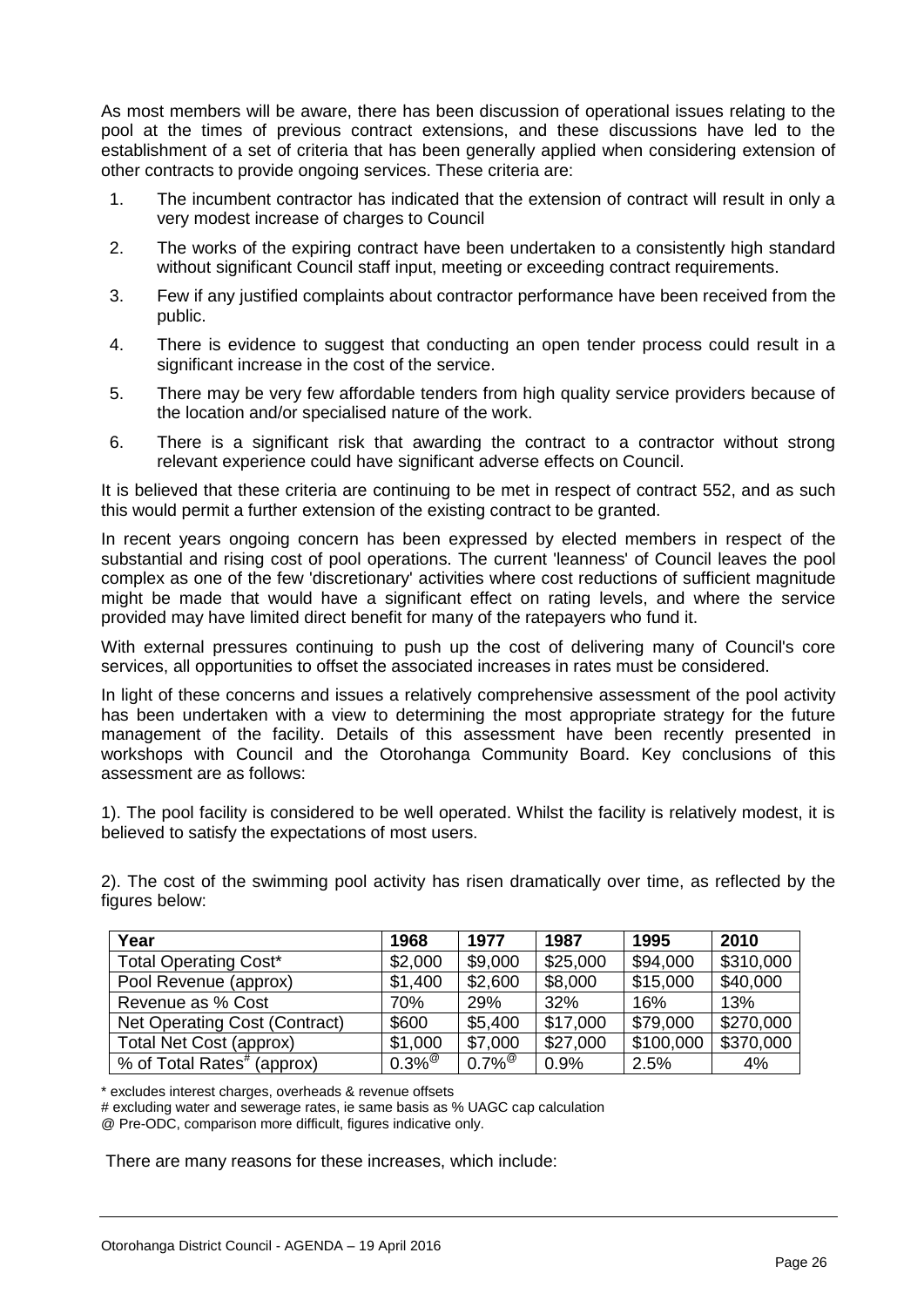As most members will be aware, there has been discussion of operational issues relating to the pool at the times of previous contract extensions, and these discussions have led to the establishment of a set of criteria that has been generally applied when considering extension of other contracts to provide ongoing services. These criteria are:

1. The incumbent contractor has indicated that the extension of contract will result in only a very modest increase of charges to Council
2. The works of the expiring contract have been undertaken to a consistently high standard without significant Council staff input, meeting or exceeding contract requirements.
3. Few if any justified complaints about contractor performance have been received from the public.
4. There is evidence to suggest that conducting an open tender process could result in a significant increase in the cost of the service.
5. There may be very few affordable tenders from high quality service providers because of the location and/or specialised nature of the work.
6. There is a significant risk that awarding the contract to a contractor without strong relevant experience could have significant adverse effects on Council.

It is believed that these criteria are continuing to be met in respect of contract 552, and as such this would permit a further extension of the existing contract to be granted.

In recent years ongoing concern has been expressed by elected members in respect of the substantial and rising cost of pool operations. The current 'leanness' of Council leaves the pool complex as one of the few 'discretionary' activities where cost reductions of sufficient magnitude might be made that would have a significant effect on rating levels, and where the service provided may have limited direct benefit for many of the ratepayers who fund it.

With external pressures continuing to push up the cost of delivering many of Council's core services, all opportunities to offset the associated increases in rates must be considered.

In light of these concerns and issues a relatively comprehensive assessment of the pool activity has been undertaken with a view to determining the most appropriate strategy for the future management of the facility. Details of this assessment have been recently presented in workshops with Council and the Otorohanga Community Board. Key conclusions of this assessment are as follows:

1). The pool facility is considered to be well operated. Whilst the facility is relatively modest, it is believed to satisfy the expectations of most users.

2). The cost of the swimming pool activity has risen dramatically over time, as reflected by the figures below:

| Year | 1968 | 1977 | 1987 | 1995 | 2010 |
|---|---|---|---|---|---|
| Total Operating Cost* | \$2,000 | \$9,000 | \$25,000 | \$94,000 | \$310,000 |
| Pool Revenue (approx) | \$1,400 | \$2,600 | \$8,000 | \$15,000 | \$40,000 |
| Revenue as % Cost | 70% | 29% | 32% | 16% | 13% |
| Net Operating Cost (Contract) | \$600 | \$5,400 | \$17,000 | \$79,000 | \$270,000 |
| Total Net Cost (approx) | \$1,000 | \$7,000 | \$27,000 | \$100,000 | \$370,000 |
| % of Total Rates[#] (approx) | 0.3%[@] | 0.7%[@] | 0.9% | 2.5% | 4% |

\* excludes interest charges, overheads & revenue offsets

\# excluding water and sewerage rates, ie same basis as % UAGC cap calculation

@ Pre-ODC, comparison more difficult, figures indicative only.

There are many reasons for these increases, which include: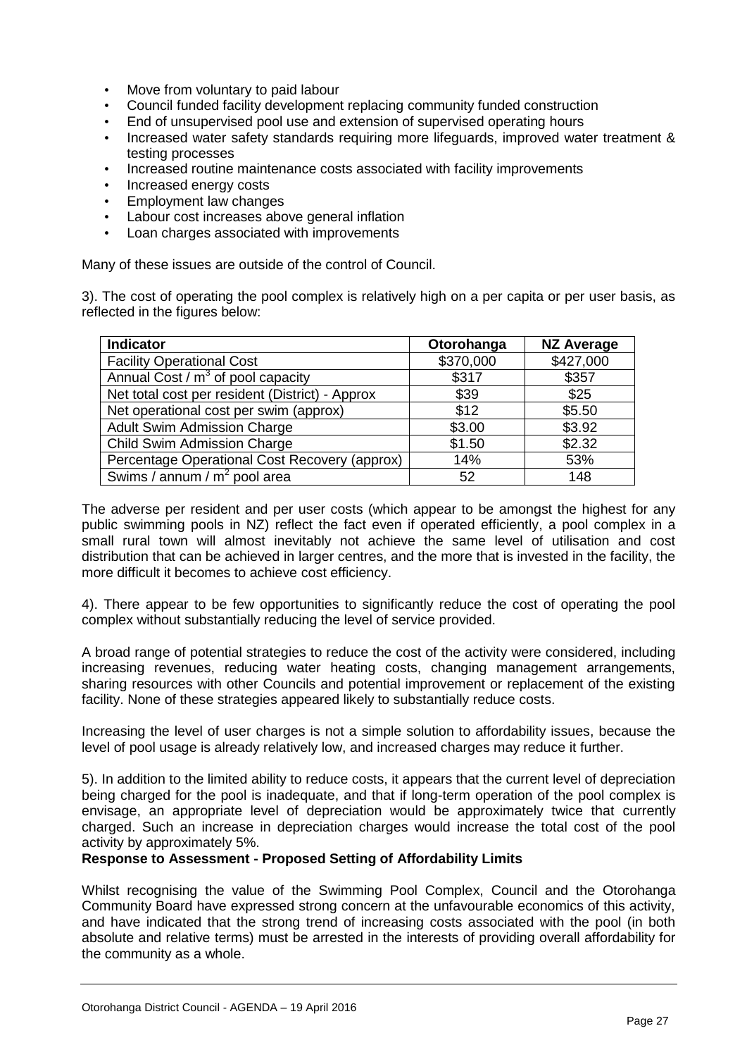- Move from voluntary to paid labour
- Council funded facility development replacing community funded construction
- End of unsupervised pool use and extension of supervised operating hours
- Increased water safety standards requiring more lifeguards, improved water treatment & testing processes
- Increased routine maintenance costs associated with facility improvements
- Increased energy costs
- Employment law changes
- Labour cost increases above general inflation
- Loan charges associated with improvements

Many of these issues are outside of the control of Council.

3). The cost of operating the pool complex is relatively high on a per capita or per user basis, as reflected in the figures below:

| Indicator | Otorohanga | NZ Average |
| --- | --- | --- |
| Facility Operational Cost | \$370,000 | \$427,000 |
| Annual Cost / $m^3$ of pool capacity | \$317 | \$357 |
| Net total cost per resident (District) - Approx | \$39 | \$25 |
| Net operational cost per swim (approx) | \$12 | \$5.50 |
| Adult Swim Admission Charge | \$3.00 | \$3.92 |
| Child Swim Admission Charge | \$1.50 | \$2.32 |
| Percentage Operational Cost Recovery (approx) | 14% | 53% |
| Swims / annum / $m^2$ pool area | 52 | 148 |

The adverse per resident and per user costs (which appear to be amongst the highest for any public swimming pools in NZ) reflect the fact even if operated efficiently, a pool complex in a small rural town will almost inevitably not achieve the same level of utilisation and cost distribution that can be achieved in larger centres, and the more that is invested in the facility, the more difficult it becomes to achieve cost efficiency.

4). There appear to be few opportunities to significantly reduce the cost of operating the pool complex without substantially reducing the level of service provided.

A broad range of potential strategies to reduce the cost of the activity were considered, including increasing revenues, reducing water heating costs, changing management arrangements, sharing resources with other Councils and potential improvement or replacement of the existing facility. None of these strategies appeared likely to substantially reduce costs.

Increasing the level of user charges is not a simple solution to affordability issues, because the level of pool usage is already relatively low, and increased charges may reduce it further.

5). In addition to the limited ability to reduce costs, it appears that the current level of depreciation being charged for the pool is inadequate, and that if long-term operation of the pool complex is envisage, an appropriate level of depreciation would be approximately twice that currently charged. Such an increase in depreciation charges would increase the total cost of the pool activity by approximately 5%.

**Response to Assessment - Proposed Setting of Affordability Limits**

Whilst recognising the value of the Swimming Pool Complex, Council and the Otorohanga Community Board have expressed strong concern at the unfavourable economics of this activity, and have indicated that the strong trend of increasing costs associated with the pool (in both absolute and relative terms) must be arrested in the interests of providing overall affordability for the community as a whole.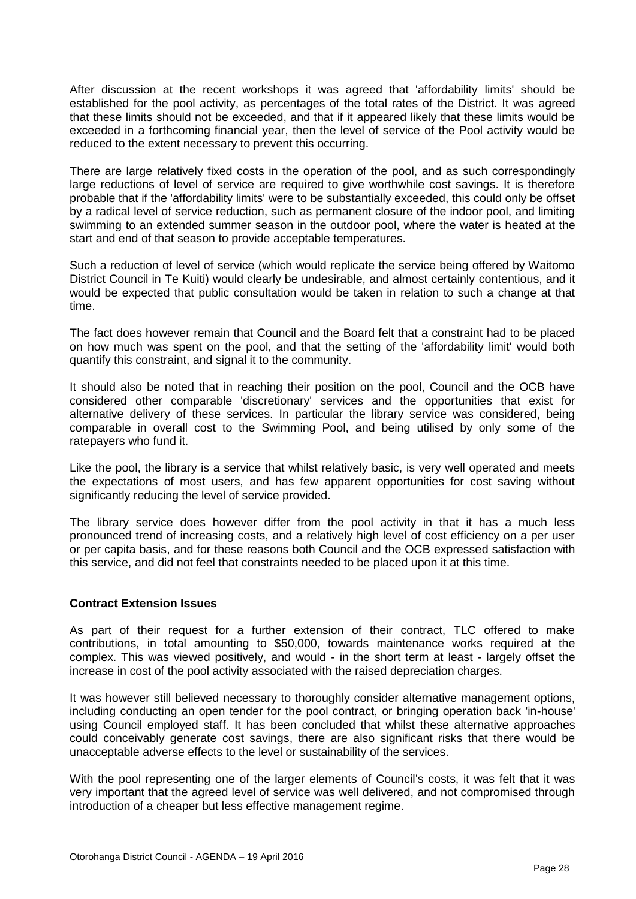After discussion at the recent workshops it was agreed that 'affordability limits' should be established for the pool activity, as percentages of the total rates of the District. It was agreed that these limits should not be exceeded, and that if it appeared likely that these limits would be exceeded in a forthcoming financial year, then the level of service of the Pool activity would be reduced to the extent necessary to prevent this occurring.

There are large relatively fixed costs in the operation of the pool, and as such correspondingly large reductions of level of service are required to give worthwhile cost savings. It is therefore probable that if the 'affordability limits' were to be substantially exceeded, this could only be offset by a radical level of service reduction, such as permanent closure of the indoor pool, and limiting swimming to an extended summer season in the outdoor pool, where the water is heated at the start and end of that season to provide acceptable temperatures.

Such a reduction of level of service (which would replicate the service being offered by Waitomo District Council in Te Kuiti) would clearly be undesirable, and almost certainly contentious, and it would be expected that public consultation would be taken in relation to such a change at that time.

The fact does however remain that Council and the Board felt that a constraint had to be placed on how much was spent on the pool, and that the setting of the 'affordability limit' would both quantify this constraint, and signal it to the community.

It should also be noted that in reaching their position on the pool, Council and the OCB have considered other comparable 'discretionary' services and the opportunities that exist for alternative delivery of these services. In particular the library service was considered, being comparable in overall cost to the Swimming Pool, and being utilised by only some of the ratepayers who fund it.

Like the pool, the library is a service that whilst relatively basic, is very well operated and meets the expectations of most users, and has few apparent opportunities for cost saving without significantly reducing the level of service provided.

The library service does however differ from the pool activity in that it has a much less pronounced trend of increasing costs, and a relatively high level of cost efficiency on a per user or per capita basis, and for these reasons both Council and the OCB expressed satisfaction with this service, and did not feel that constraints needed to be placed upon it at this time.

**Contract Extension Issues**

As part of their request for a further extension of their contract, TLC offered to make contributions, in total amounting to $50,000, towards maintenance works required at the complex. This was viewed positively, and would - in the short term at least - largely offset the increase in cost of the pool activity associated with the raised depreciation charges.

It was however still believed necessary to thoroughly consider alternative management options, including conducting an open tender for the pool contract, or bringing operation back 'in-house' using Council employed staff. It has been concluded that whilst these alternative approaches could conceivably generate cost savings, there are also significant risks that there would be unacceptable adverse effects to the level or sustainability of the services.

With the pool representing one of the larger elements of Council's costs, it was felt that it was very important that the agreed level of service was well delivered, and not compromised through introduction of a cheaper but less effective management regime.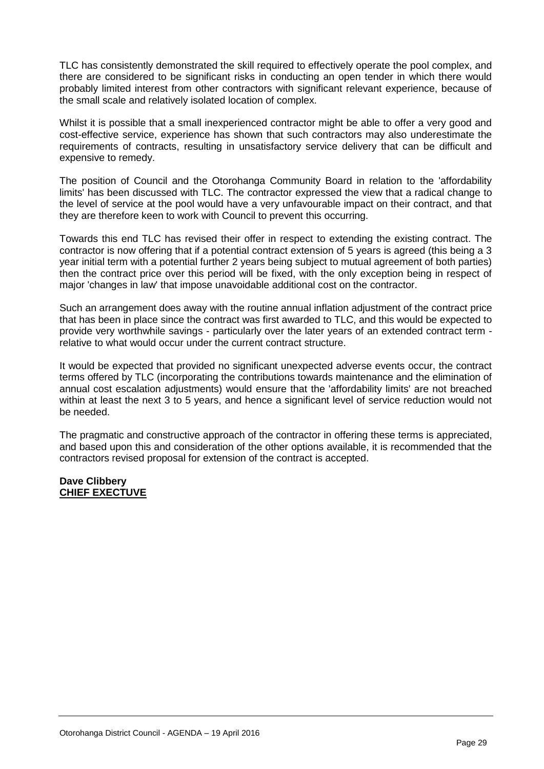TLC has consistently demonstrated the skill required to effectively operate the pool complex, and there are considered to be significant risks in conducting an open tender in which there would probably limited interest from other contractors with significant relevant experience, because of the small scale and relatively isolated location of complex.

Whilst it is possible that a small inexperienced contractor might be able to offer a very good and cost-effective service, experience has shown that such contractors may also underestimate the requirements of contracts, resulting in unsatisfactory service delivery that can be difficult and expensive to remedy.

The position of Council and the Otorohanga Community Board in relation to the 'affordability limits' has been discussed with TLC. The contractor expressed the view that a radical change to the level of service at the pool would have a very unfavourable impact on their contract, and that they are therefore keen to work with Council to prevent this occurring.

Towards this end TLC has revised their offer in respect to extending the existing contract. The contractor is now offering that if a potential contract extension of 5 years is agreed (this being a 3 year initial term with a potential further 2 years being subject to mutual agreement of both parties) then the contract price over this period will be fixed, with the only exception being in respect of major 'changes in law' that impose unavoidable additional cost on the contractor.

Such an arrangement does away with the routine annual inflation adjustment of the contract price that has been in place since the contract was first awarded to TLC, and this would be expected to provide very worthwhile savings - particularly over the later years of an extended contract term - relative to what would occur under the current contract structure.

It would be expected that provided no significant unexpected adverse events occur, the contract terms offered by TLC (incorporating the contributions towards maintenance and the elimination of annual cost escalation adjustments) would ensure that the 'affordability limits' are not breached within at least the next 3 to 5 years, and hence a significant level of service reduction would not be needed.

The pragmatic and constructive approach of the contractor in offering these terms is appreciated, and based upon this and consideration of the other options available, it is recommended that the contractors revised proposal for extension of the contract is accepted.

**Dave Clibbery**
**CHIEF EXECTUVE**